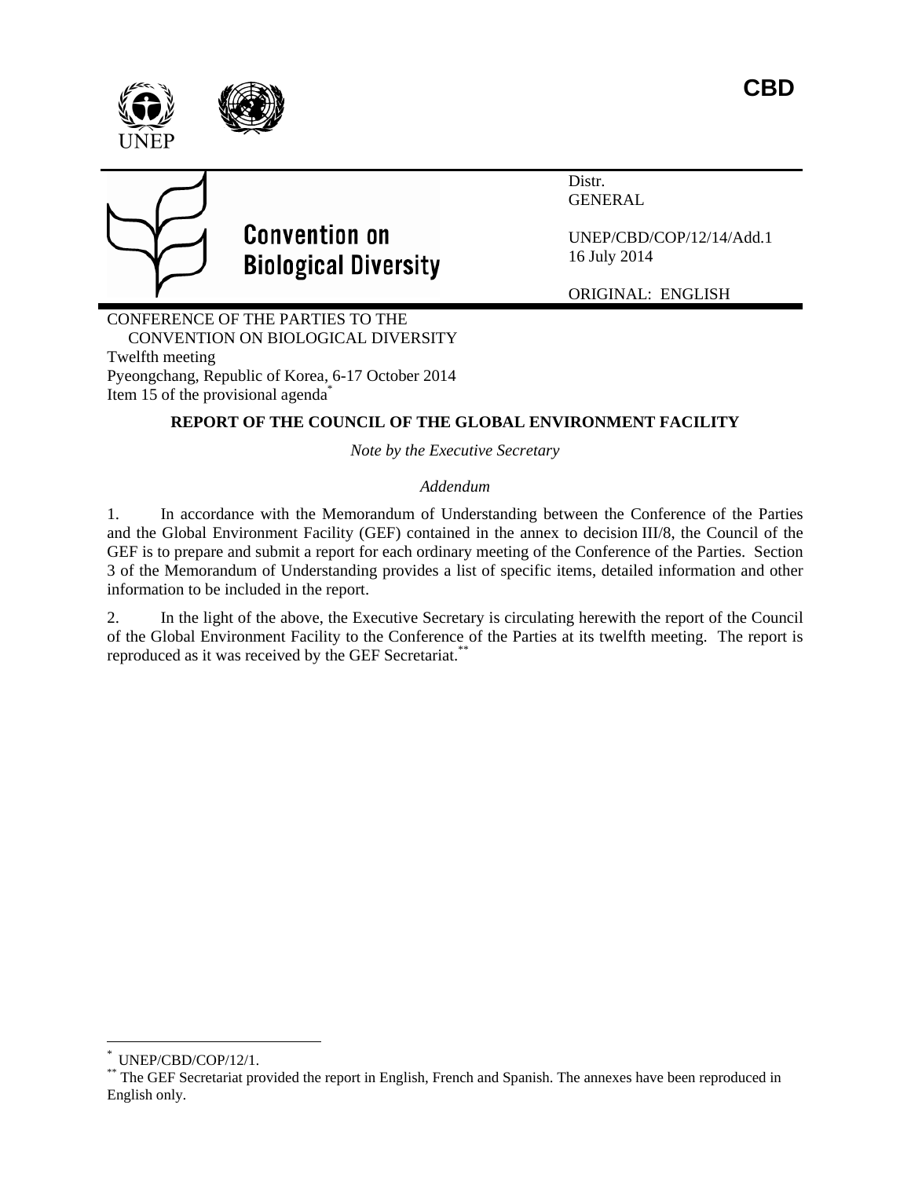**CBD**

UNEP

**Convention on Biological Diversity**

Distr.
GENERAL

UNEP/CBD/COP/12/14/Add.1
16 July 2014

ORIGINAL: ENGLISH

CONFERENCE OF THE PARTIES TO THE CONVENTION ON BIOLOGICAL DIVERSITY
Twelfth meeting
Pyeongchang, Republic of Korea, 6-17 October 2014
Item 15 of the provisional agenda[*]

**REPORT OF THE COUNCIL OF THE GLOBAL ENVIRONMENT FACILITY**

*Note by the Executive Secretary*

*Addendum*

1. In accordance with the Memorandum of Understanding between the Conference of the Parties and the Global Environment Facility (GEF) contained in the annex to decision III/8, the Council of the GEF is to prepare and submit a report for each ordinary meeting of the Conference of the Parties. Section 3 of the Memorandum of Understanding provides a list of specific items, detailed information and other information to be included in the report.

2. In the light of the above, the Executive Secretary is circulating herewith the report of the Council of the Global Environment Facility to the Conference of the Parties at its twelfth meeting. The report is reproduced as it was received by the GEF Secretariat.[**]

---

[*] UNEP/CBD/COP/12/1.

[**] The GEF Secretariat provided the report in English, French and Spanish. The annexes have been reproduced in English only.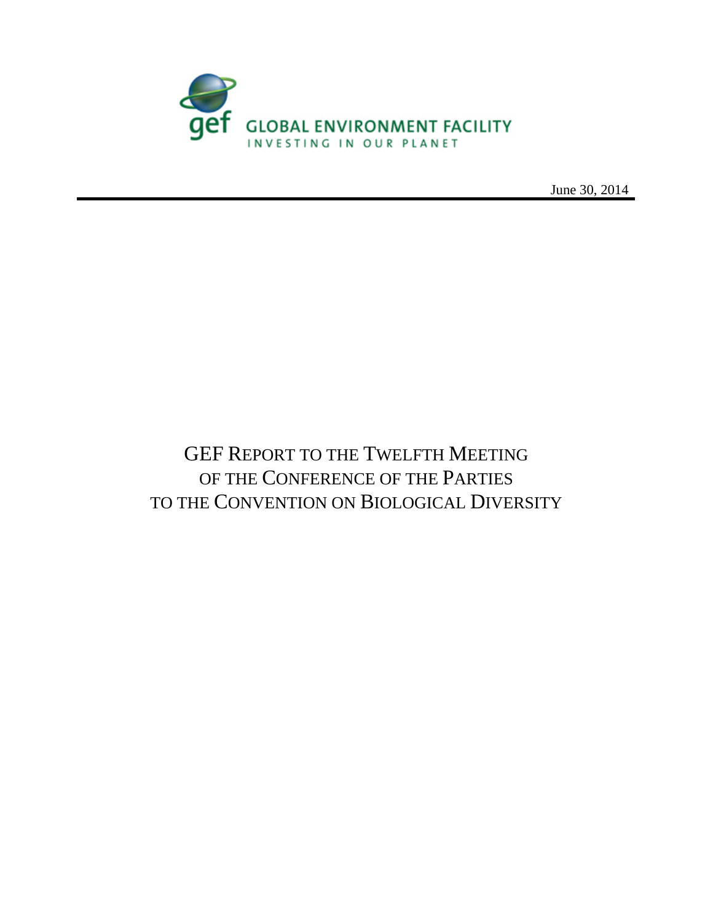GLOBAL ENVIRONMENT FACILITY

INVESTING IN OUR PLANET

June 30, 2014

# GEF Report to the Twelfth Meeting of the Conference of the Parties to the Convention on Biological Diversity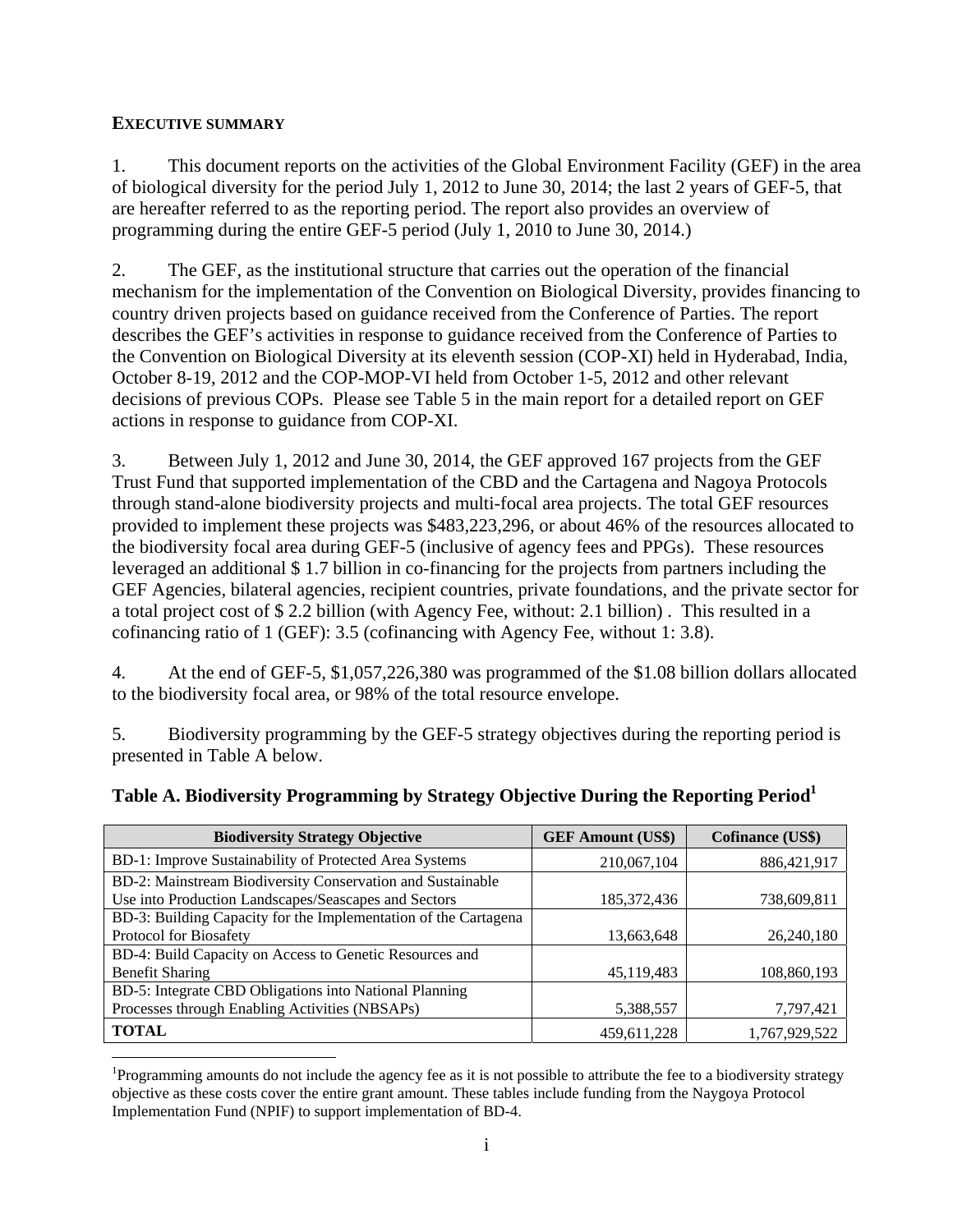## EXECUTIVE SUMMARY

1. This document reports on the activities of the Global Environment Facility (GEF) in the area of biological diversity for the period July 1, 2012 to June 30, 2014; the last 2 years of GEF-5, that are hereafter referred to as the reporting period. The report also provides an overview of programming during the entire GEF-5 period (July 1, 2010 to June 30, 2014.)

2. The GEF, as the institutional structure that carries out the operation of the financial mechanism for the implementation of the Convention on Biological Diversity, provides financing to country driven projects based on guidance received from the Conference of Parties. The report describes the GEF's activities in response to guidance received from the Conference of Parties to the Convention on Biological Diversity at its eleventh session (COP-XI) held in Hyderabad, India, October 8-19, 2012 and the COP-MOP-VI held from October 1-5, 2012 and other relevant decisions of previous COPs. Please see Table 5 in the main report for a detailed report on GEF actions in response to guidance from COP-XI.

3. Between July 1, 2012 and June 30, 2014, the GEF approved 167 projects from the GEF Trust Fund that supported implementation of the CBD and the Cartagena and Nagoya Protocols through stand-alone biodiversity projects and multi-focal area projects. The total GEF resources provided to implement these projects was $483,223,296, or about 46% of the resources allocated to the biodiversity focal area during GEF-5 (inclusive of agency fees and PPGs). These resources leveraged an additional $ 1.7 billion in co-financing for the projects from partners including the GEF Agencies, bilateral agencies, recipient countries, private foundations, and the private sector for a total project cost of $ 2.2 billion (with Agency Fee, without: 2.1 billion) . This resulted in a cofinancing ratio of 1 (GEF): 3.5 (cofinancing with Agency Fee, without 1: 3.8).

4. At the end of GEF-5, $1,057,226,380 was programmed of the $1.08 billion dollars allocated to the biodiversity focal area, or 98% of the total resource envelope.

5. Biodiversity programming by the GEF-5 strategy objectives during the reporting period is presented in Table A below.

**Table A. Biodiversity Programming by Strategy Objective During the Reporting Period[1]**

| Biodiversity Strategy Objective | GEF Amount (US$) | Cofinance (US$) |
|---|---|---|
| BD-1: Improve Sustainability of Protected Area Systems | 210,067,104 | 886,421,917 |
| BD-2: Mainstream Biodiversity Conservation and Sustainable Use into Production Landscapes/Seascapes and Sectors | 185,372,436 | 738,609,811 |
| BD-3: Building Capacity for the Implementation of the Cartagena Protocol for Biosafety | 13,663,648 | 26,240,180 |
| BD-4: Build Capacity on Access to Genetic Resources and Benefit Sharing | 45,119,483 | 108,860,193 |
| BD-5: Integrate CBD Obligations into National Planning Processes through Enabling Activities (NBSAPs) | 5,388,557 | 7,797,421 |
| **TOTAL** | 459,611,228 | 1,767,929,522 |

[1] Programming amounts do not include the agency fee as it is not possible to attribute the fee to a biodiversity strategy objective as these costs cover the entire grant amount. These tables include funding from the Naygoya Protocol Implementation Fund (NPIF) to support implementation of BD-4.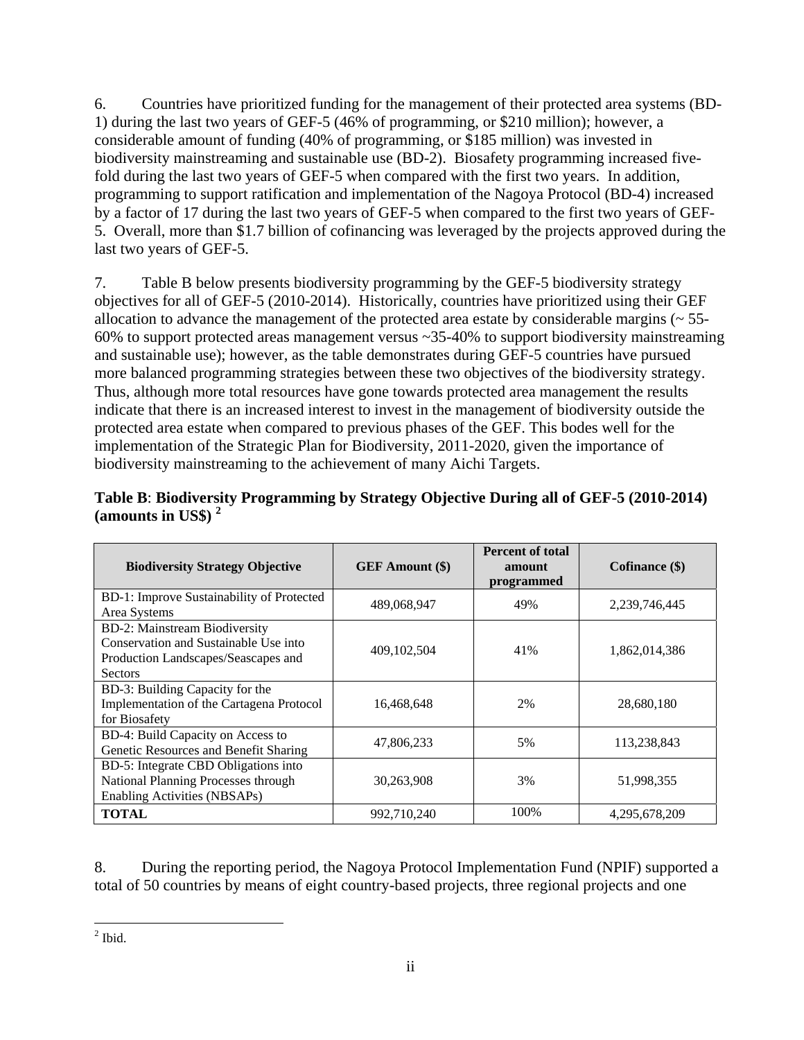6. Countries have prioritized funding for the management of their protected area systems (BD-1) during the last two years of GEF-5 (46% of programming, or $210 million); however, a considerable amount of funding (40% of programming, or $185 million) was invested in biodiversity mainstreaming and sustainable use (BD-2). Biosafety programming increased five-fold during the last two years of GEF-5 when compared with the first two years. In addition, programming to support ratification and implementation of the Nagoya Protocol (BD-4) increased by a factor of 17 during the last two years of GEF-5 when compared to the first two years of GEF-5. Overall, more than $1.7 billion of cofinancing was leveraged by the projects approved during the last two years of GEF-5.

7. Table B below presents biodiversity programming by the GEF-5 biodiversity strategy objectives for all of GEF-5 (2010-2014). Historically, countries have prioritized using their GEF allocation to advance the management of the protected area estate by considerable margins (~ 55-60% to support protected areas management versus ~35-40% to support biodiversity mainstreaming and sustainable use); however, as the table demonstrates during GEF-5 countries have pursued more balanced programming strategies between these two objectives of the biodiversity strategy. Thus, although more total resources have gone towards protected area management the results indicate that there is an increased interest to invest in the management of biodiversity outside the protected area estate when compared to previous phases of the GEF. This bodes well for the implementation of the Strategic Plan for Biodiversity, 2011-2020, given the importance of biodiversity mainstreaming to the achievement of many Aichi Targets.

**Table B**: **Biodiversity Programming by Strategy Objective During all of GEF-5 (2010-2014) (amounts in US$)** [2]

| Biodiversity Strategy Objective | GEF Amount ($) | Percent of total amount programmed | Cofinance ($) |
|---|---|---|---|
| BD-1: Improve Sustainability of Protected Area Systems | 489,068,947 | 49% | 2,239,746,445 |
| BD-2: Mainstream Biodiversity Conservation and Sustainable Use into Production Landscapes/Seascapes and Sectors | 409,102,504 | 41% | 1,862,014,386 |
| BD-3: Building Capacity for the Implementation of the Cartagena Protocol for Biosafety | 16,468,648 | 2% | 28,680,180 |
| BD-4: Build Capacity on Access to Genetic Resources and Benefit Sharing | 47,806,233 | 5% | 113,238,843 |
| BD-5: Integrate CBD Obligations into National Planning Processes through Enabling Activities (NBSAPs) | 30,263,908 | 3% | 51,998,355 |
| **TOTAL** | 992,710,240 | 100% | 4,295,678,209 |

8. During the reporting period, the Nagoya Protocol Implementation Fund (NPIF) supported a total of 50 countries by means of eight country-based projects, three regional projects and one

[2] Ibid.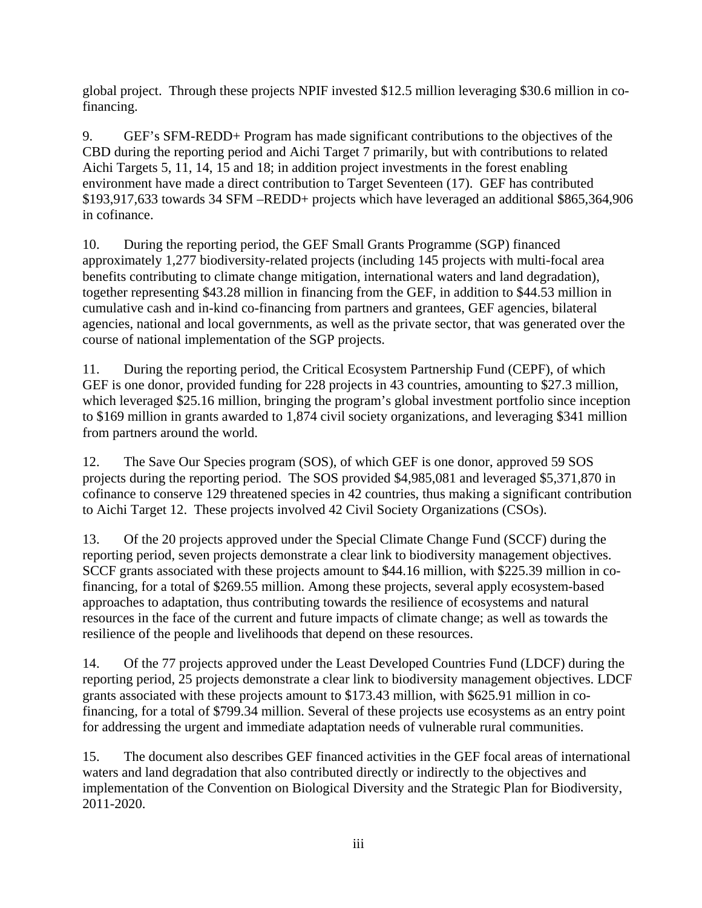global project. Through these projects NPIF invested $12.5 million leveraging $30.6 million in co-financing.

9. GEF's SFM-REDD+ Program has made significant contributions to the objectives of the CBD during the reporting period and Aichi Target 7 primarily, but with contributions to related Aichi Targets 5, 11, 14, 15 and 18; in addition project investments in the forest enabling environment have made a direct contribution to Target Seventeen (17). GEF has contributed $193,917,633 towards 34 SFM –REDD+ projects which have leveraged an additional $865,364,906 in cofinance.

10. During the reporting period, the GEF Small Grants Programme (SGP) financed approximately 1,277 biodiversity-related projects (including 145 projects with multi-focal area benefits contributing to climate change mitigation, international waters and land degradation), together representing $43.28 million in financing from the GEF, in addition to $44.53 million in cumulative cash and in-kind co-financing from partners and grantees, GEF agencies, bilateral agencies, national and local governments, as well as the private sector, that was generated over the course of national implementation of the SGP projects.

11. During the reporting period, the Critical Ecosystem Partnership Fund (CEPF), of which GEF is one donor, provided funding for 228 projects in 43 countries, amounting to $27.3 million, which leveraged $25.16 million, bringing the program's global investment portfolio since inception to $169 million in grants awarded to 1,874 civil society organizations, and leveraging $341 million from partners around the world.

12. The Save Our Species program (SOS), of which GEF is one donor, approved 59 SOS projects during the reporting period. The SOS provided $4,985,081 and leveraged $5,371,870 in cofinance to conserve 129 threatened species in 42 countries, thus making a significant contribution to Aichi Target 12. These projects involved 42 Civil Society Organizations (CSOs).

13. Of the 20 projects approved under the Special Climate Change Fund (SCCF) during the reporting period, seven projects demonstrate a clear link to biodiversity management objectives. SCCF grants associated with these projects amount to $44.16 million, with $225.39 million in co-financing, for a total of $269.55 million. Among these projects, several apply ecosystem-based approaches to adaptation, thus contributing towards the resilience of ecosystems and natural resources in the face of the current and future impacts of climate change; as well as towards the resilience of the people and livelihoods that depend on these resources.

14. Of the 77 projects approved under the Least Developed Countries Fund (LDCF) during the reporting period, 25 projects demonstrate a clear link to biodiversity management objectives. LDCF grants associated with these projects amount to $173.43 million, with $625.91 million in co-financing, for a total of $799.34 million. Several of these projects use ecosystems as an entry point for addressing the urgent and immediate adaptation needs of vulnerable rural communities.

15. The document also describes GEF financed activities in the GEF focal areas of international waters and land degradation that also contributed directly or indirectly to the objectives and implementation of the Convention on Biological Diversity and the Strategic Plan for Biodiversity, 2011-2020.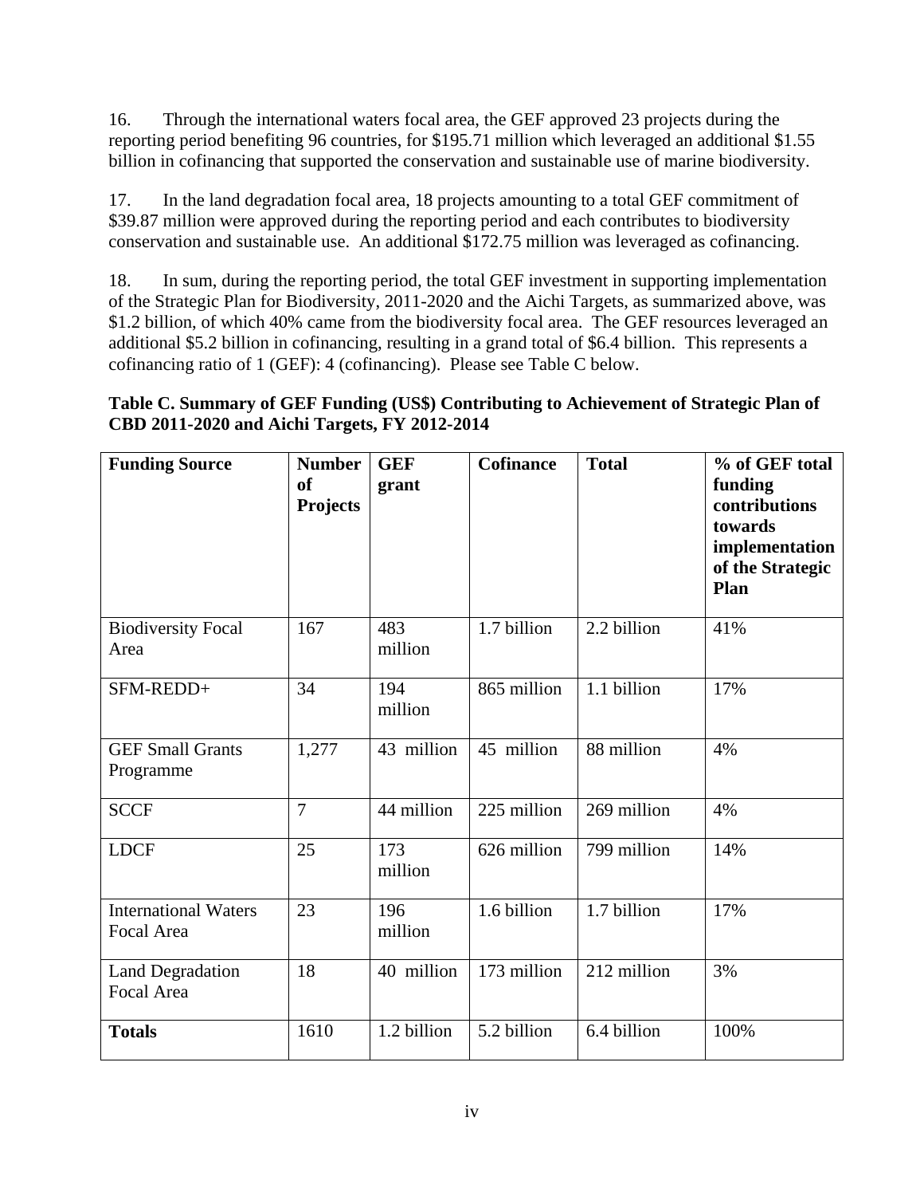16. Through the international waters focal area, the GEF approved 23 projects during the reporting period benefiting 96 countries, for $195.71 million which leveraged an additional $1.55 billion in cofinancing that supported the conservation and sustainable use of marine biodiversity.

17. In the land degradation focal area, 18 projects amounting to a total GEF commitment of $39.87 million were approved during the reporting period and each contributes to biodiversity conservation and sustainable use. An additional $172.75 million was leveraged as cofinancing.

18. In sum, during the reporting period, the total GEF investment in supporting implementation of the Strategic Plan for Biodiversity, 2011-2020 and the Aichi Targets, as summarized above, was $1.2 billion, of which 40% came from the biodiversity focal area. The GEF resources leveraged an additional $5.2 billion in cofinancing, resulting in a grand total of $6.4 billion. This represents a cofinancing ratio of 1 (GEF): 4 (cofinancing). Please see Table C below.

**Table C. Summary of GEF Funding (US$) Contributing to Achievement of Strategic Plan of CBD 2011-2020 and Aichi Targets, FY 2012-2014**

| Funding Source | Number of Projects | GEF grant | Cofinance | Total | % of GEF total funding contributions towards implementation of the Strategic Plan |
|---|---|---|---|---|---|
| Biodiversity Focal Area | 167 | 483 million | 1.7 billion | 2.2 billion | 41% |
| SFM-REDD+ | 34 | 194 million | 865 million | 1.1 billion | 17% |
| GEF Small Grants Programme | 1,277 | 43 million | 45 million | 88 million | 4% |
| SCCF | 7 | 44 million | 225 million | 269 million | 4% |
| LDCF | 25 | 173 million | 626 million | 799 million | 14% |
| International Waters Focal Area | 23 | 196 million | 1.6 billion | 1.7 billion | 17% |
| Land Degradation Focal Area | 18 | 40 million | 173 million | 212 million | 3% |
| **Totals** | 1610 | 1.2 billion | 5.2 billion | 6.4 billion | 100% |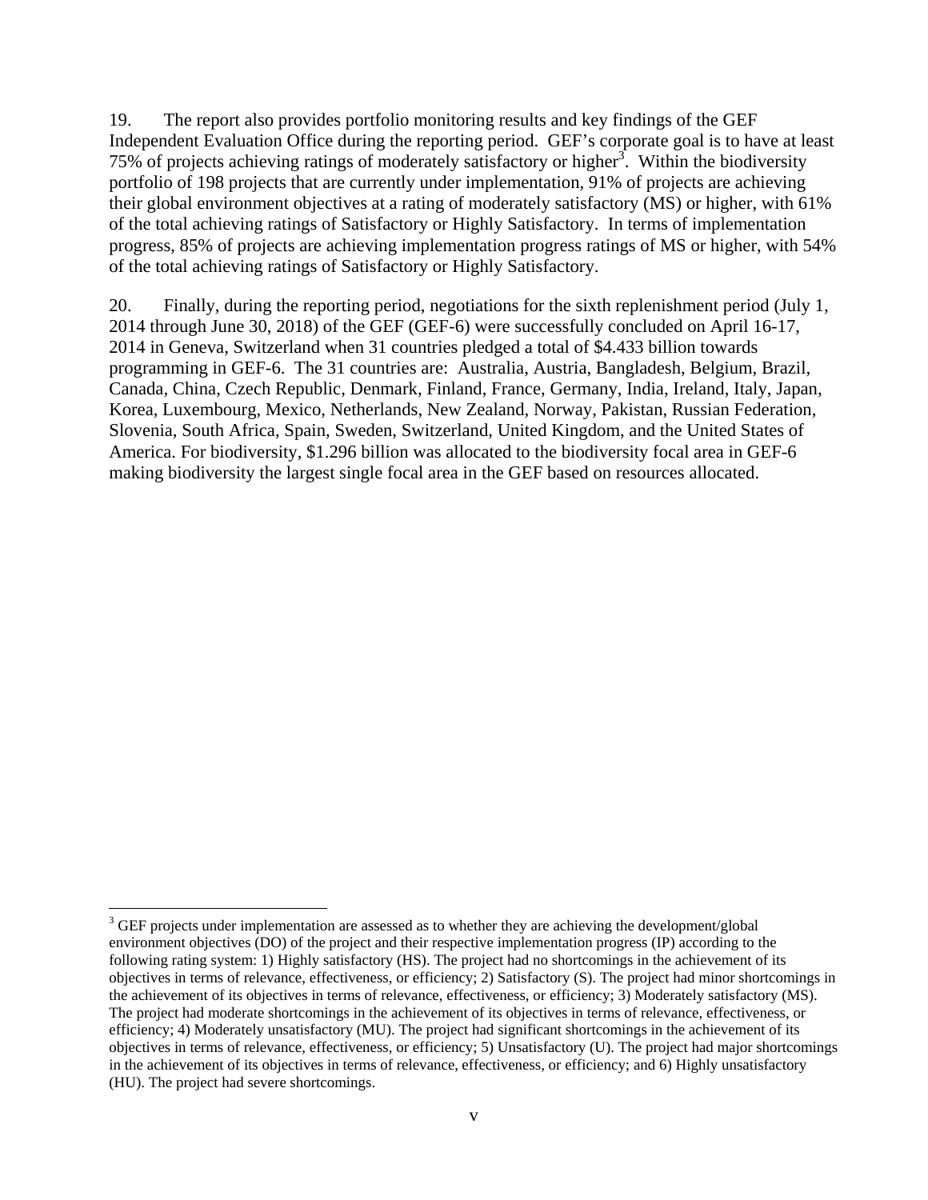19. The report also provides portfolio monitoring results and key findings of the GEF Independent Evaluation Office during the reporting period. GEF's corporate goal is to have at least 75% of projects achieving ratings of moderately satisfactory or higher[3]. Within the biodiversity portfolio of 198 projects that are currently under implementation, 91% of projects are achieving their global environment objectives at a rating of moderately satisfactory (MS) or higher, with 61% of the total achieving ratings of Satisfactory or Highly Satisfactory. In terms of implementation progress, 85% of projects are achieving implementation progress ratings of MS or higher, with 54% of the total achieving ratings of Satisfactory or Highly Satisfactory.

20. Finally, during the reporting period, negotiations for the sixth replenishment period (July 1, 2014 through June 30, 2018) of the GEF (GEF-6) were successfully concluded on April 16-17, 2014 in Geneva, Switzerland when 31 countries pledged a total of $4.433 billion towards programming in GEF-6. The 31 countries are: Australia, Austria, Bangladesh, Belgium, Brazil, Canada, China, Czech Republic, Denmark, Finland, France, Germany, India, Ireland, Italy, Japan, Korea, Luxembourg, Mexico, Netherlands, New Zealand, Norway, Pakistan, Russian Federation, Slovenia, South Africa, Spain, Sweden, Switzerland, United Kingdom, and the United States of America. For biodiversity, $1.296 billion was allocated to the biodiversity focal area in GEF-6 making biodiversity the largest single focal area in the GEF based on resources allocated.

---

[3] GEF projects under implementation are assessed as to whether they are achieving the development/global environment objectives (DO) of the project and their respective implementation progress (IP) according to the following rating system: 1) Highly satisfactory (HS). The project had no shortcomings in the achievement of its objectives in terms of relevance, effectiveness, or efficiency; 2) Satisfactory (S). The project had minor shortcomings in the achievement of its objectives in terms of relevance, effectiveness, or efficiency; 3) Moderately satisfactory (MS). The project had moderate shortcomings in the achievement of its objectives in terms of relevance, effectiveness, or efficiency; 4) Moderately unsatisfactory (MU). The project had significant shortcomings in the achievement of its objectives in terms of relevance, effectiveness, or efficiency; 5) Unsatisfactory (U). The project had major shortcomings in the achievement of its objectives in terms of relevance, effectiveness, or efficiency; and 6) Highly unsatisfactory (HU). The project had severe shortcomings.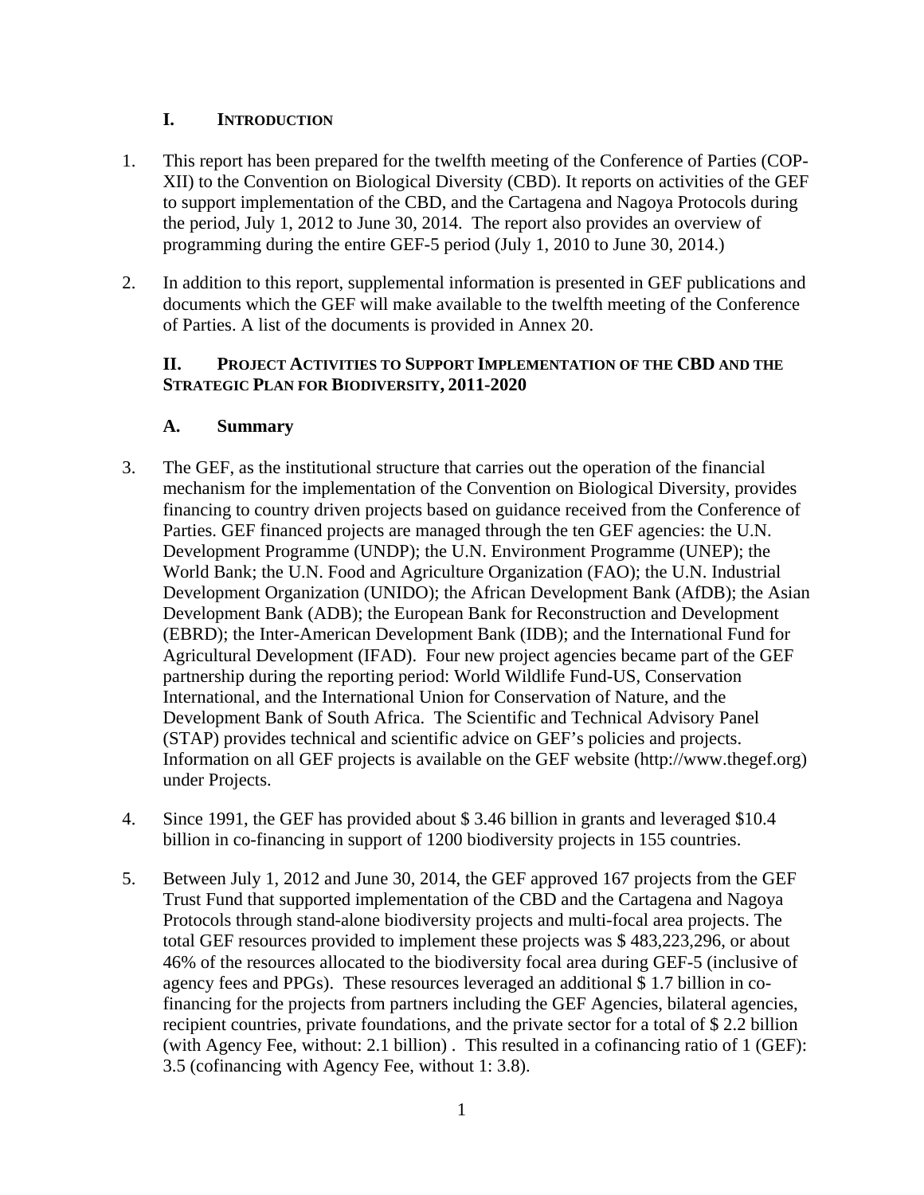## I. Introduction

1. This report has been prepared for the twelfth meeting of the Conference of Parties (COP-XII) to the Convention on Biological Diversity (CBD). It reports on activities of the GEF to support implementation of the CBD, and the Cartagena and Nagoya Protocols during the period, July 1, 2012 to June 30, 2014. The report also provides an overview of programming during the entire GEF-5 period (July 1, 2010 to June 30, 2014.)

2. In addition to this report, supplemental information is presented in GEF publications and documents which the GEF will make available to the twelfth meeting of the Conference of Parties. A list of the documents is provided in Annex 20.

## II. Project Activities to Support Implementation of the CBD and the Strategic Plan for Biodiversity, 2011-2020

### A. Summary

3. The GEF, as the institutional structure that carries out the operation of the financial mechanism for the implementation of the Convention on Biological Diversity, provides financing to country driven projects based on guidance received from the Conference of Parties. GEF financed projects are managed through the ten GEF agencies: the U.N. Development Programme (UNDP); the U.N. Environment Programme (UNEP); the World Bank; the U.N. Food and Agriculture Organization (FAO); the U.N. Industrial Development Organization (UNIDO); the African Development Bank (AfDB); the Asian Development Bank (ADB); the European Bank for Reconstruction and Development (EBRD); the Inter-American Development Bank (IDB); and the International Fund for Agricultural Development (IFAD). Four new project agencies became part of the GEF partnership during the reporting period: World Wildlife Fund-US, Conservation International, and the International Union for Conservation of Nature, and the Development Bank of South Africa. The Scientific and Technical Advisory Panel (STAP) provides technical and scientific advice on GEF's policies and projects. Information on all GEF projects is available on the GEF website (http://www.thegef.org) under Projects.

4. Since 1991, the GEF has provided about $ 3.46 billion in grants and leveraged $10.4 billion in co-financing in support of 1200 biodiversity projects in 155 countries.

5. Between July 1, 2012 and June 30, 2014, the GEF approved 167 projects from the GEF Trust Fund that supported implementation of the CBD and the Cartagena and Nagoya Protocols through stand-alone biodiversity projects and multi-focal area projects. The total GEF resources provided to implement these projects was $ 483,223,296, or about 46% of the resources allocated to the biodiversity focal area during GEF-5 (inclusive of agency fees and PPGs). These resources leveraged an additional $ 1.7 billion in co-financing for the projects from partners including the GEF Agencies, bilateral agencies, recipient countries, private foundations, and the private sector for a total of $ 2.2 billion (with Agency Fee, without: 2.1 billion) . This resulted in a cofinancing ratio of 1 (GEF): 3.5 (cofinancing with Agency Fee, without 1: 3.8).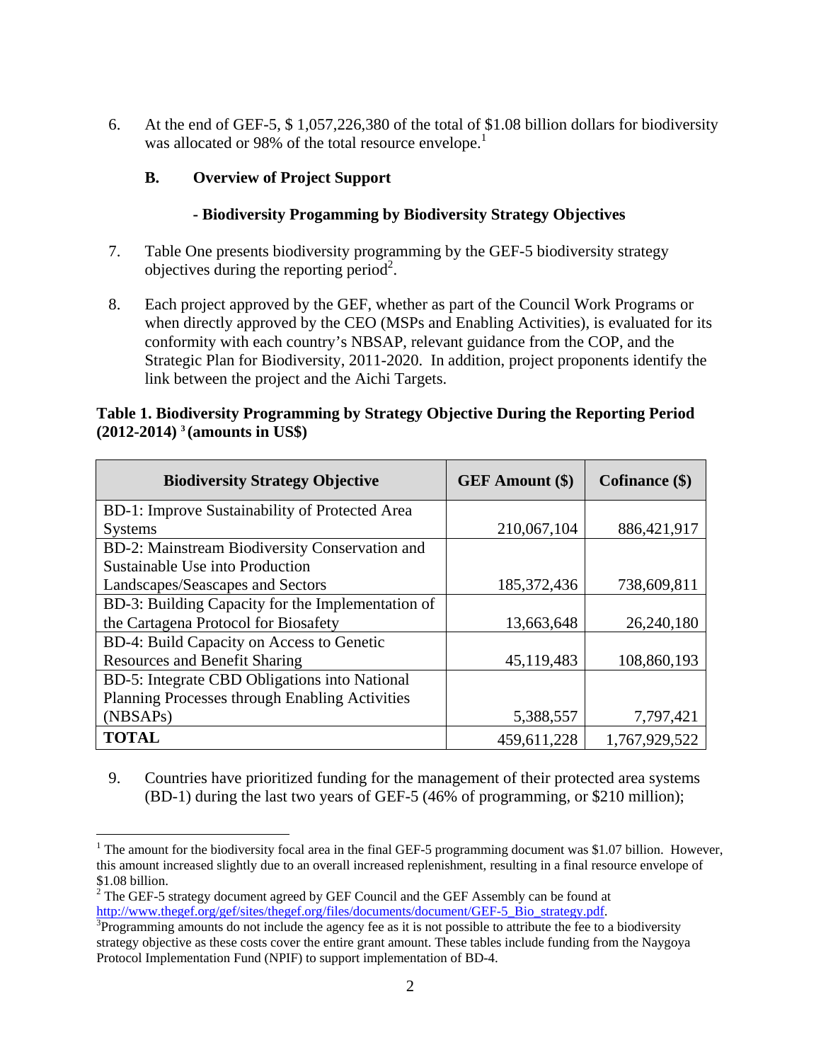6. At the end of GEF-5, $ 1,057,226,380 of the total of $1.08 billion dollars for biodiversity was allocated or 98% of the total resource envelope.[1]

### B. Overview of Project Support

#### - Biodiversity Progamming by Biodiversity Strategy Objectives

7. Table One presents biodiversity programming by the GEF-5 biodiversity strategy objectives during the reporting period[2].

8. Each project approved by the GEF, whether as part of the Council Work Programs or when directly approved by the CEO (MSPs and Enabling Activities), is evaluated for its conformity with each country's NBSAP, relevant guidance from the COP, and the Strategic Plan for Biodiversity, 2011-2020. In addition, project proponents identify the link between the project and the Aichi Targets.

**Table 1. Biodiversity Programming by Strategy Objective During the Reporting Period (2012-2014) [3] (amounts in US$)**

| Biodiversity Strategy Objective | GEF Amount ($) | Cofinance ($) |
|---|---|---|
| BD-1: Improve Sustainability of Protected Area Systems | 210,067,104 | 886,421,917 |
| BD-2: Mainstream Biodiversity Conservation and Sustainable Use into Production Landscapes/Seascapes and Sectors | 185,372,436 | 738,609,811 |
| BD-3: Building Capacity for the Implementation of the Cartagena Protocol for Biosafety | 13,663,648 | 26,240,180 |
| BD-4: Build Capacity on Access to Genetic Resources and Benefit Sharing | 45,119,483 | 108,860,193 |
| BD-5: Integrate CBD Obligations into National Planning Processes through Enabling Activities (NBSAPs) | 5,388,557 | 7,797,421 |
| **TOTAL** | 459,611,228 | 1,767,929,522 |

9. Countries have prioritized funding for the management of their protected area systems (BD-1) during the last two years of GEF-5 (46% of programming, or $210 million);

---

[1] The amount for the biodiversity focal area in the final GEF-5 programming document was $1.07 billion. However, this amount increased slightly due to an overall increased replenishment, resulting in a final resource envelope of $1.08 billion.

[2] The GEF-5 strategy document agreed by GEF Council and the GEF Assembly can be found at http://www.thegef.org/gef/sites/thegef.org/files/documents/document/GEF-5_Bio_strategy.pdf.

[3] Programming amounts do not include the agency fee as it is not possible to attribute the fee to a biodiversity strategy objective as these costs cover the entire grant amount. These tables include funding from the Naygoya Protocol Implementation Fund (NPIF) to support implementation of BD-4.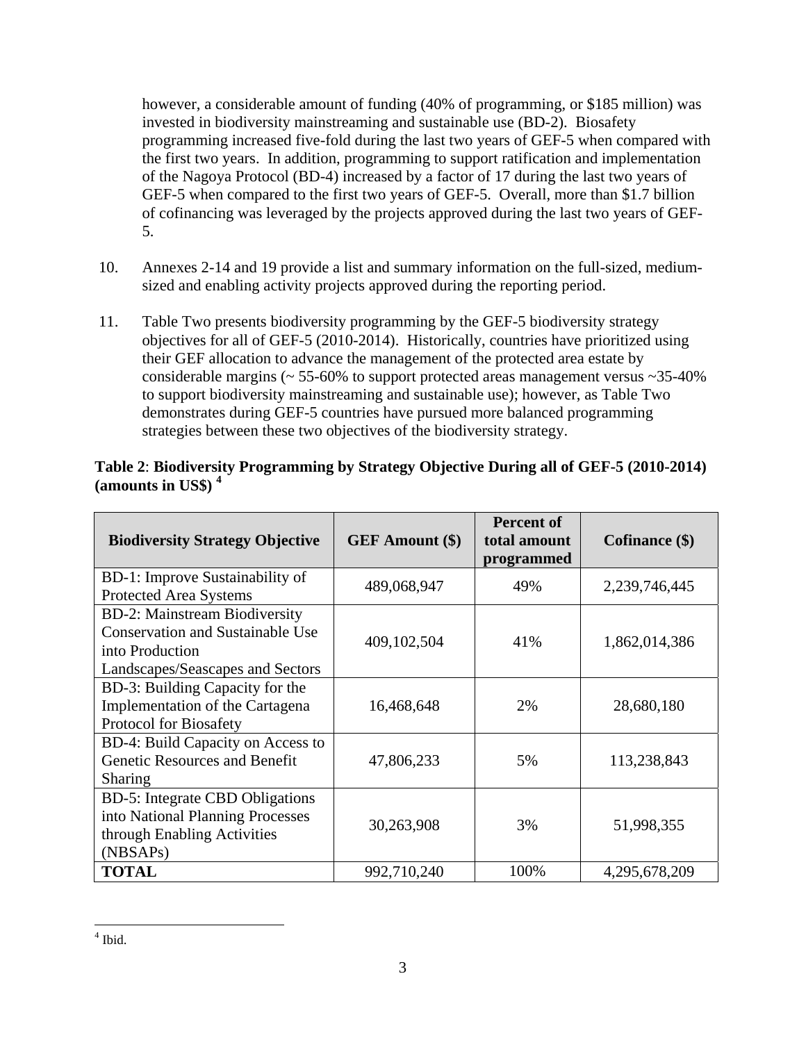however, a considerable amount of funding (40% of programming, or $185 million) was invested in biodiversity mainstreaming and sustainable use (BD-2). Biosafety programming increased five-fold during the last two years of GEF-5 when compared with the first two years. In addition, programming to support ratification and implementation of the Nagoya Protocol (BD-4) increased by a factor of 17 during the last two years of GEF-5 when compared to the first two years of GEF-5. Overall, more than $1.7 billion of cofinancing was leveraged by the projects approved during the last two years of GEF-5.

10. Annexes 2-14 and 19 provide a list and summary information on the full-sized, medium-sized and enabling activity projects approved during the reporting period.

11. Table Two presents biodiversity programming by the GEF-5 biodiversity strategy objectives for all of GEF-5 (2010-2014). Historically, countries have prioritized using their GEF allocation to advance the management of the protected area estate by considerable margins (~ 55-60% to support protected areas management versus ~35-40% to support biodiversity mainstreaming and sustainable use); however, as Table Two demonstrates during GEF-5 countries have pursued more balanced programming strategies between these two objectives of the biodiversity strategy.

**Table 2**: **Biodiversity Programming by Strategy Objective During all of GEF-5 (2010-2014) (amounts in US$)** [4]

| Biodiversity Strategy Objective | GEF Amount ($) | Percent of total amount programmed | Cofinance ($) |
|---|---|---|---|
| BD-1: Improve Sustainability of Protected Area Systems | 489,068,947 | 49% | 2,239,746,445 |
| BD-2: Mainstream Biodiversity Conservation and Sustainable Use into Production Landscapes/Seascapes and Sectors | 409,102,504 | 41% | 1,862,014,386 |
| BD-3: Building Capacity for the Implementation of the Cartagena Protocol for Biosafety | 16,468,648 | 2% | 28,680,180 |
| BD-4: Build Capacity on Access to Genetic Resources and Benefit Sharing | 47,806,233 | 5% | 113,238,843 |
| BD-5: Integrate CBD Obligations into National Planning Processes through Enabling Activities (NBSAPs) | 30,263,908 | 3% | 51,998,355 |
| **TOTAL** | 992,710,240 | 100% | 4,295,678,209 |

[4] Ibid.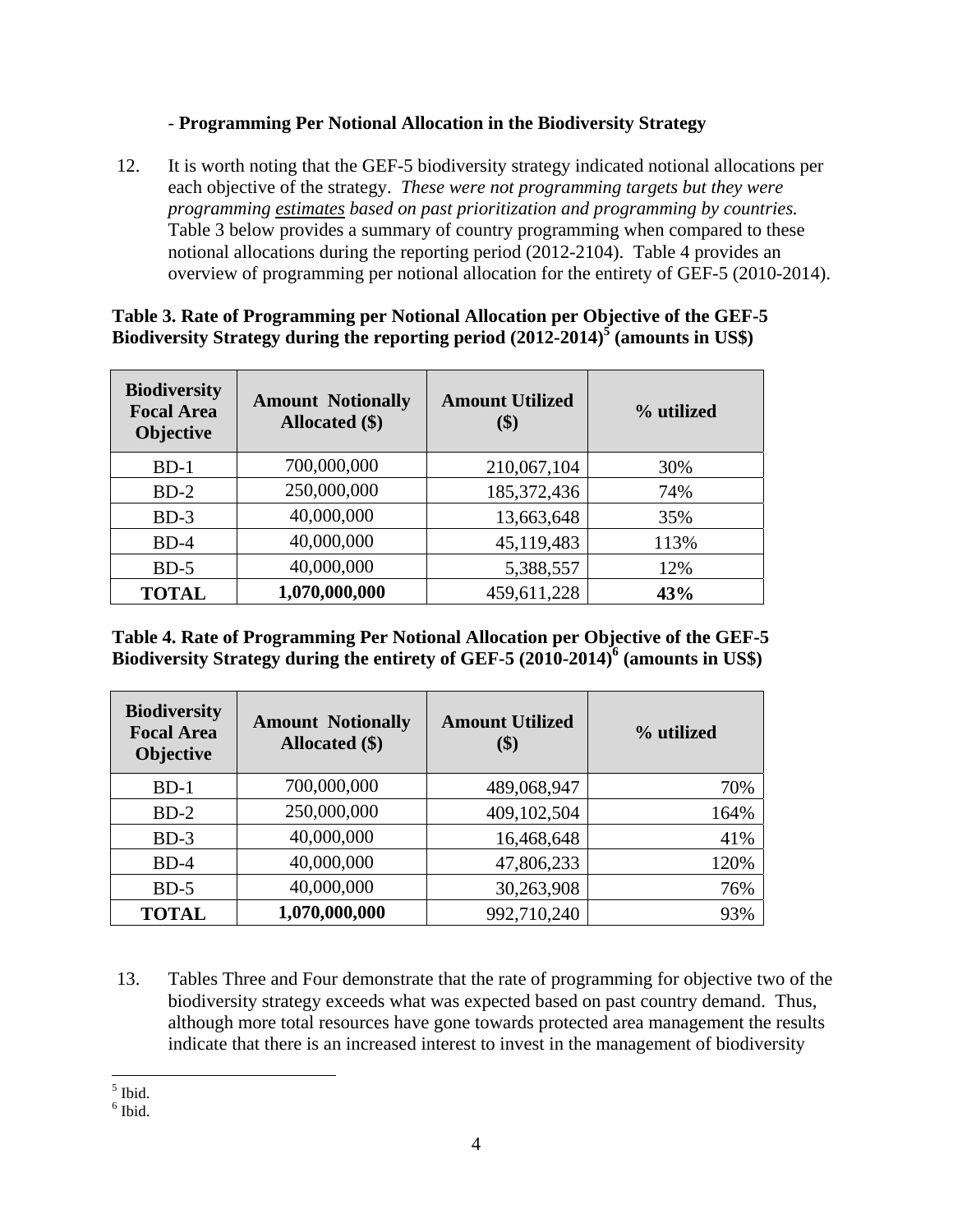- **Programming Per Notional Allocation in the Biodiversity Strategy**

12. It is worth noting that the GEF-5 biodiversity strategy indicated notional allocations per each objective of the strategy. *These were not programming targets but they were programming <u>estimates</u> based on past prioritization and programming by countries.* Table 3 below provides a summary of country programming when compared to these notional allocations during the reporting period (2012-2104). Table 4 provides an overview of programming per notional allocation for the entirety of GEF-5 (2010-2014).

**Table 3. Rate of Programming per Notional Allocation per Objective of the GEF-5 Biodiversity Strategy during the reporting period (2012-2014)[5] (amounts in US$)**

| Biodiversity Focal Area Objective | Amount Notionally Allocated ($) | Amount Utilized ($) | % utilized |
|---|---|---|---|
| BD-1 | 700,000,000 | 210,067,104 | 30% |
| BD-2 | 250,000,000 | 185,372,436 | 74% |
| BD-3 | 40,000,000 | 13,663,648 | 35% |
| BD-4 | 40,000,000 | 45,119,483 | 113% |
| BD-5 | 40,000,000 | 5,388,557 | 12% |
| **TOTAL** | **1,070,000,000** | 459,611,228 | **43%** |

**Table 4. Rate of Programming Per Notional Allocation per Objective of the GEF-5 Biodiversity Strategy during the entirety of GEF-5 (2010-2014)[6] (amounts in US$)**

| Biodiversity Focal Area Objective | Amount Notionally Allocated ($) | Amount Utilized ($) | % utilized |
|---|---|---|---|
| BD-1 | 700,000,000 | 489,068,947 | 70% |
| BD-2 | 250,000,000 | 409,102,504 | 164% |
| BD-3 | 40,000,000 | 16,468,648 | 41% |
| BD-4 | 40,000,000 | 47,806,233 | 120% |
| BD-5 | 40,000,000 | 30,263,908 | 76% |
| **TOTAL** | **1,070,000,000** | 992,710,240 | 93% |

13. Tables Three and Four demonstrate that the rate of programming for objective two of the biodiversity strategy exceeds what was expected based on past country demand. Thus, although more total resources have gone towards protected area management the results indicate that there is an increased interest to invest in the management of biodiversity

[5] Ibid.
[6] Ibid.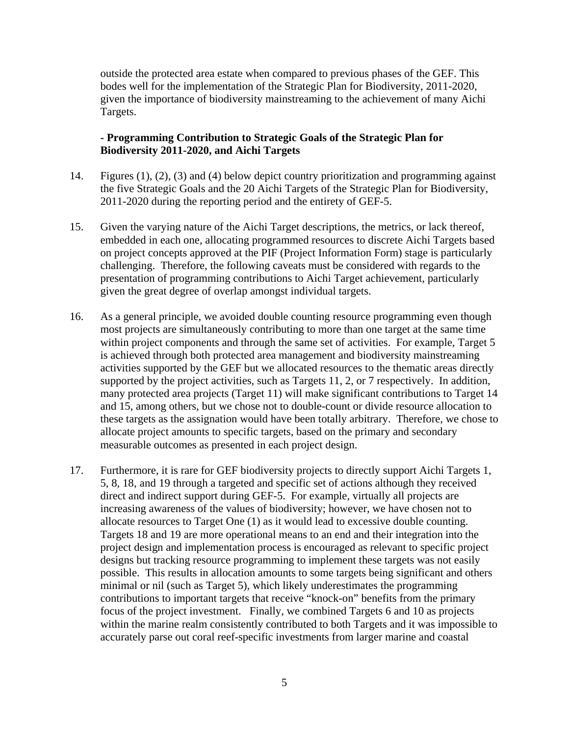outside the protected area estate when compared to previous phases of the GEF. This bodes well for the implementation of the Strategic Plan for Biodiversity, 2011-2020, given the importance of biodiversity mainstreaming to the achievement of many Aichi Targets.

**- Programming Contribution to Strategic Goals of the Strategic Plan for Biodiversity 2011-2020, and Aichi Targets**

14. Figures (1), (2), (3) and (4) below depict country prioritization and programming against the five Strategic Goals and the 20 Aichi Targets of the Strategic Plan for Biodiversity, 2011-2020 during the reporting period and the entirety of GEF-5.

15. Given the varying nature of the Aichi Target descriptions, the metrics, or lack thereof, embedded in each one, allocating programmed resources to discrete Aichi Targets based on project concepts approved at the PIF (Project Information Form) stage is particularly challenging. Therefore, the following caveats must be considered with regards to the presentation of programming contributions to Aichi Target achievement, particularly given the great degree of overlap amongst individual targets.

16. As a general principle, we avoided double counting resource programming even though most projects are simultaneously contributing to more than one target at the same time within project components and through the same set of activities. For example, Target 5 is achieved through both protected area management and biodiversity mainstreaming activities supported by the GEF but we allocated resources to the thematic areas directly supported by the project activities, such as Targets 11, 2, or 7 respectively. In addition, many protected area projects (Target 11) will make significant contributions to Target 14 and 15, among others, but we chose not to double-count or divide resource allocation to these targets as the assignation would have been totally arbitrary. Therefore, we chose to allocate project amounts to specific targets, based on the primary and secondary measurable outcomes as presented in each project design.

17. Furthermore, it is rare for GEF biodiversity projects to directly support Aichi Targets 1, 5, 8, 18, and 19 through a targeted and specific set of actions although they received direct and indirect support during GEF-5. For example, virtually all projects are increasing awareness of the values of biodiversity; however, we have chosen not to allocate resources to Target One (1) as it would lead to excessive double counting. Targets 18 and 19 are more operational means to an end and their integration into the project design and implementation process is encouraged as relevant to specific project designs but tracking resource programming to implement these targets was not easily possible. This results in allocation amounts to some targets being significant and others minimal or nil (such as Target 5), which likely underestimates the programming contributions to important targets that receive "knock-on" benefits from the primary focus of the project investment. Finally, we combined Targets 6 and 10 as projects within the marine realm consistently contributed to both Targets and it was impossible to accurately parse out coral reef-specific investments from larger marine and coastal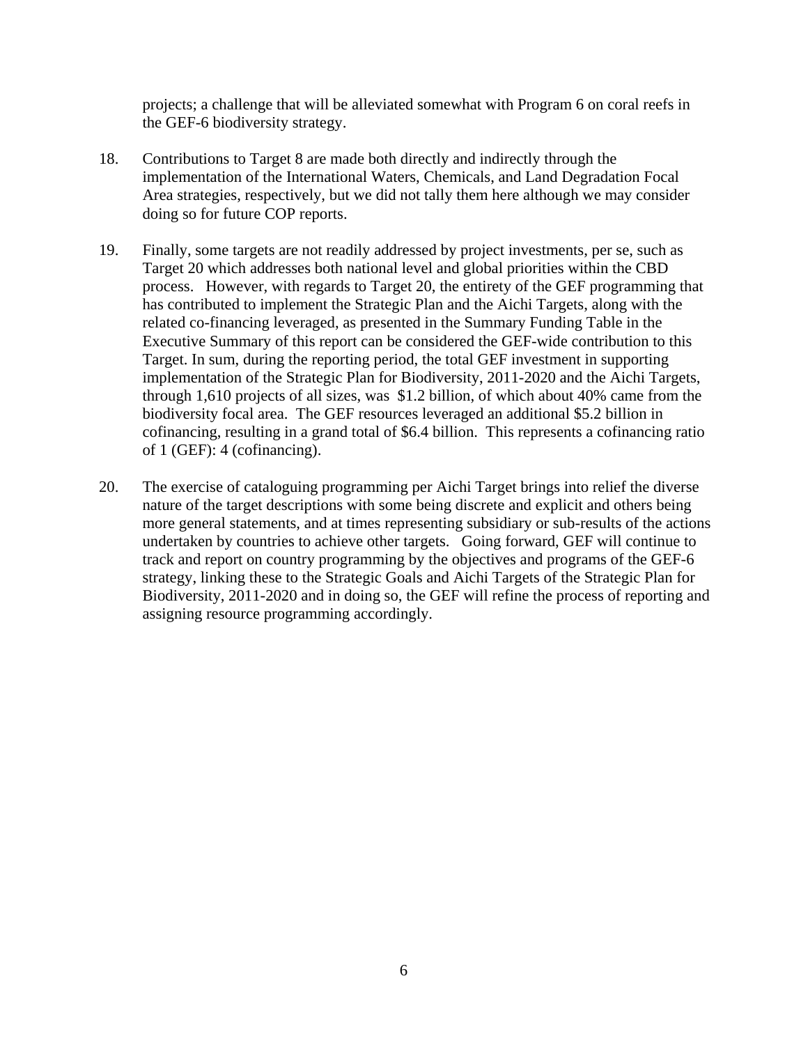projects; a challenge that will be alleviated somewhat with Program 6 on coral reefs in the GEF-6 biodiversity strategy.

18. Contributions to Target 8 are made both directly and indirectly through the implementation of the International Waters, Chemicals, and Land Degradation Focal Area strategies, respectively, but we did not tally them here although we may consider doing so for future COP reports.

19. Finally, some targets are not readily addressed by project investments, per se, such as Target 20 which addresses both national level and global priorities within the CBD process. However, with regards to Target 20, the entirety of the GEF programming that has contributed to implement the Strategic Plan and the Aichi Targets, along with the related co-financing leveraged, as presented in the Summary Funding Table in the Executive Summary of this report can be considered the GEF-wide contribution to this Target. In sum, during the reporting period, the total GEF investment in supporting implementation of the Strategic Plan for Biodiversity, 2011-2020 and the Aichi Targets, through 1,610 projects of all sizes, was $1.2 billion, of which about 40% came from the biodiversity focal area. The GEF resources leveraged an additional $5.2 billion in cofinancing, resulting in a grand total of $6.4 billion. This represents a cofinancing ratio of 1 (GEF): 4 (cofinancing).

20. The exercise of cataloguing programming per Aichi Target brings into relief the diverse nature of the target descriptions with some being discrete and explicit and others being more general statements, and at times representing subsidiary or sub-results of the actions undertaken by countries to achieve other targets. Going forward, GEF will continue to track and report on country programming by the objectives and programs of the GEF-6 strategy, linking these to the Strategic Goals and Aichi Targets of the Strategic Plan for Biodiversity, 2011-2020 and in doing so, the GEF will refine the process of reporting and assigning resource programming accordingly.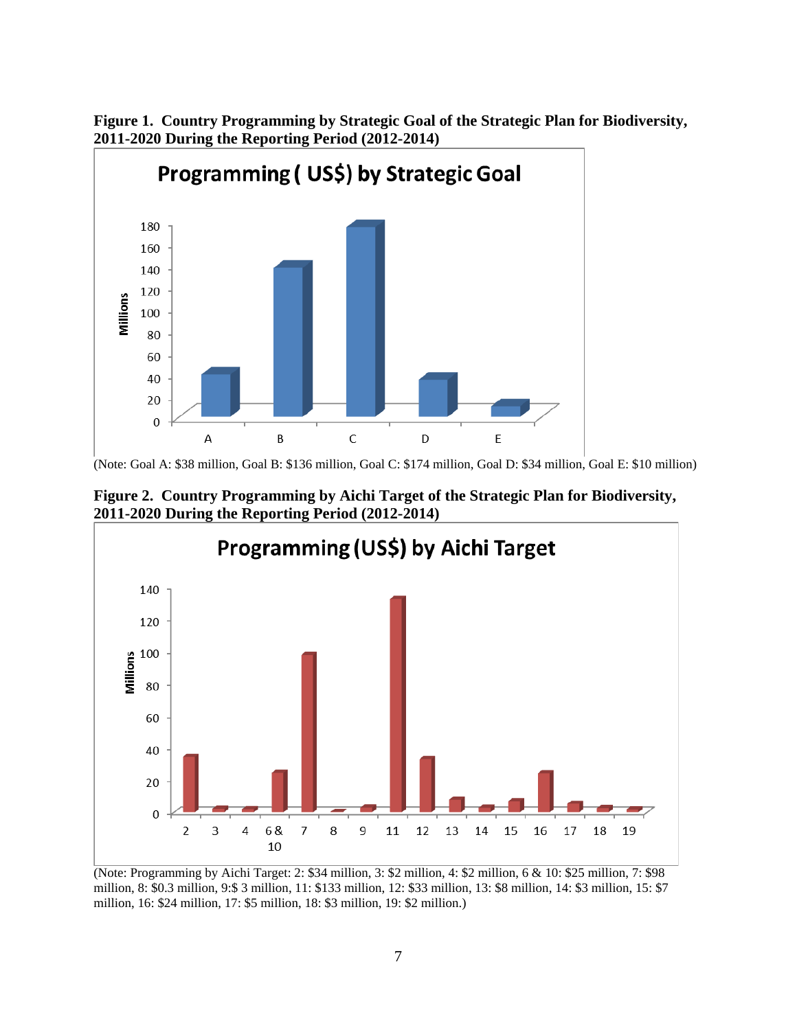**Figure 1. Country Programming by Strategic Goal of the Strategic Plan for Biodiversity, 2011-2020 During the Reporting Period (2012-2014)**

(Note: Goal A: $38 million, Goal B: $136 million, Goal C: $174 million, Goal D: $34 million, Goal E: $10 million)

**Figure 2. Country Programming by Aichi Target of the Strategic Plan for Biodiversity, 2011-2020 During the Reporting Period (2012-2014)**

(Note: Programming by Aichi Target: 2: $34 million, 3: $2 million, 4: $2 million, 6 & 10: $25 million, 7: $98 million, 8: $0.3 million, 9:$ 3 million, 11: $133 million, 12: $33 million, 13: $8 million, 14: $3 million, 15: $7 million, 16: $24 million, 17: $5 million, 18: $3 million, 19: $2 million.)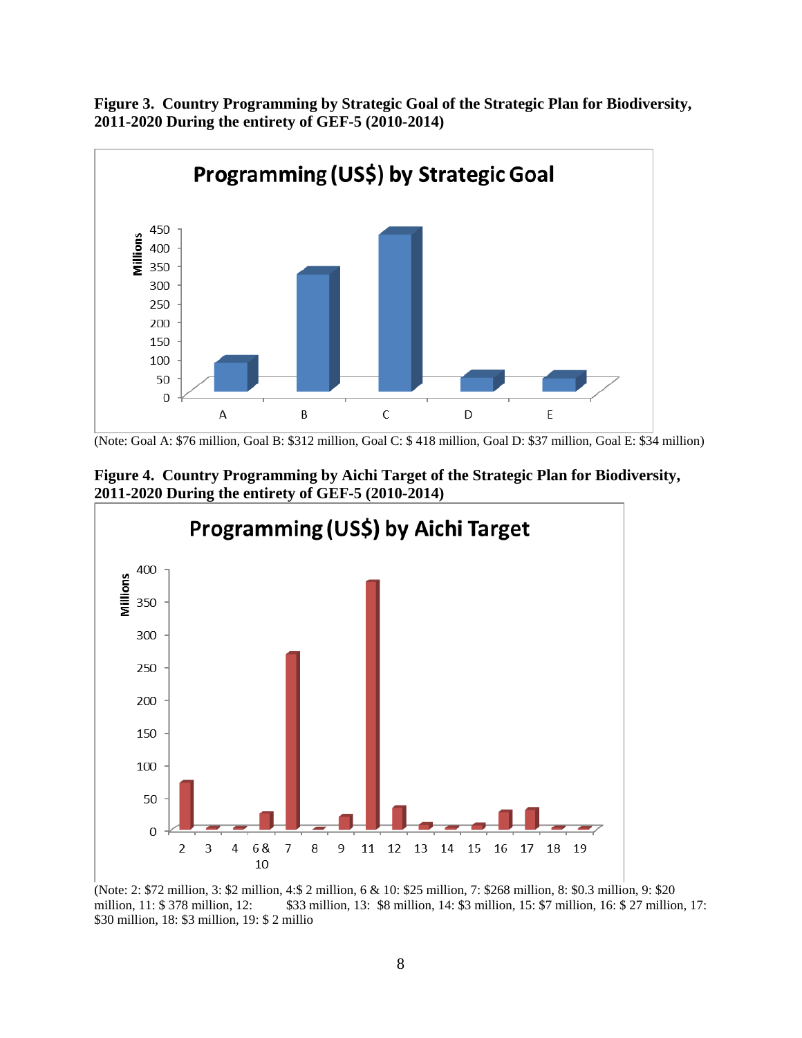**Figure 3. Country Programming by Strategic Goal of the Strategic Plan for Biodiversity, 2011-2020 During the entirety of GEF-5 (2010-2014)**

(Note: Goal A: $76 million, Goal B: $312 million, Goal C: $ 418 million, Goal D: $37 million, Goal E: $34 million)

**Figure 4. Country Programming by Aichi Target of the Strategic Plan for Biodiversity, 2011-2020 During the entirety of GEF-5 (2010-2014)**

(Note: 2: $72 million, 3: $2 million, 4:$ 2 million, 6 & 10: $25 million, 7: $268 million, 8: $0.3 million, 9: $20 million, 11: $ 378 million, 12: $33 million, 13: $8 million, 14: $3 million, 15: $7 million, 16: $ 27 million, 17: $30 million, 18: $3 million, 19: $ 2 millio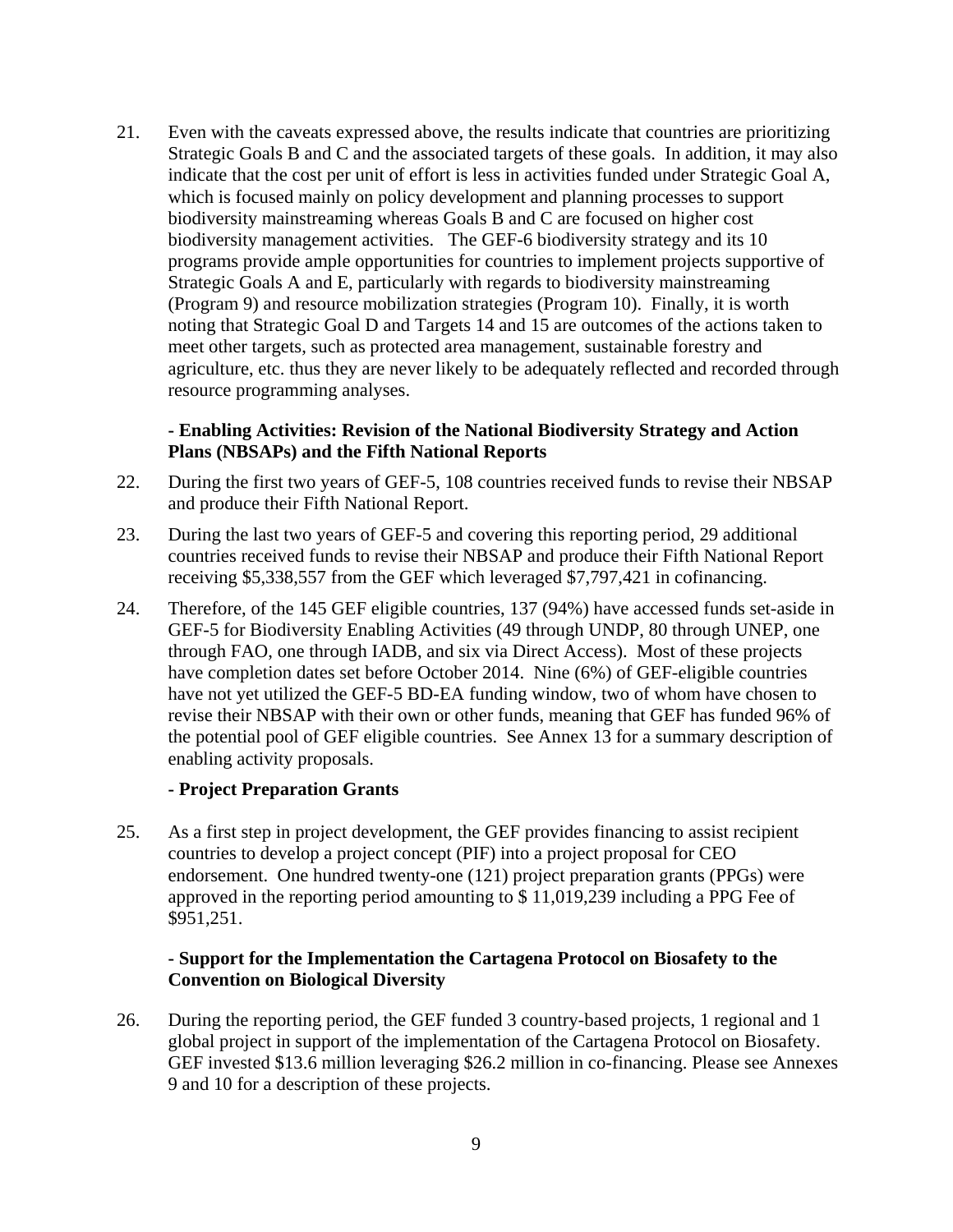21. Even with the caveats expressed above, the results indicate that countries are prioritizing Strategic Goals B and C and the associated targets of these goals. In addition, it may also indicate that the cost per unit of effort is less in activities funded under Strategic Goal A, which is focused mainly on policy development and planning processes to support biodiversity mainstreaming whereas Goals B and C are focused on higher cost biodiversity management activities. The GEF-6 biodiversity strategy and its 10 programs provide ample opportunities for countries to implement projects supportive of Strategic Goals A and E, particularly with regards to biodiversity mainstreaming (Program 9) and resource mobilization strategies (Program 10). Finally, it is worth noting that Strategic Goal D and Targets 14 and 15 are outcomes of the actions taken to meet other targets, such as protected area management, sustainable forestry and agriculture, etc. thus they are never likely to be adequately reflected and recorded through resource programming analyses.

**- Enabling Activities: Revision of the National Biodiversity Strategy and Action Plans (NBSAPs) and the Fifth National Reports**

22. During the first two years of GEF-5, 108 countries received funds to revise their NBSAP and produce their Fifth National Report.

23. During the last two years of GEF-5 and covering this reporting period, 29 additional countries received funds to revise their NBSAP and produce their Fifth National Report receiving $5,338,557 from the GEF which leveraged $7,797,421 in cofinancing.

24. Therefore, of the 145 GEF eligible countries, 137 (94%) have accessed funds set-aside in GEF-5 for Biodiversity Enabling Activities (49 through UNDP, 80 through UNEP, one through FAO, one through IADB, and six via Direct Access). Most of these projects have completion dates set before October 2014. Nine (6%) of GEF-eligible countries have not yet utilized the GEF-5 BD-EA funding window, two of whom have chosen to revise their NBSAP with their own or other funds, meaning that GEF has funded 96% of the potential pool of GEF eligible countries. See Annex 13 for a summary description of enabling activity proposals.

**- Project Preparation Grants**

25. As a first step in project development, the GEF provides financing to assist recipient countries to develop a project concept (PIF) into a project proposal for CEO endorsement. One hundred twenty-one (121) project preparation grants (PPGs) were approved in the reporting period amounting to $ 11,019,239 including a PPG Fee of $951,251.

**- Support for the Implementation the Cartagena Protocol on Biosafety to the Convention on Biological Diversity**

26. During the reporting period, the GEF funded 3 country-based projects, 1 regional and 1 global project in support of the implementation of the Cartagena Protocol on Biosafety. GEF invested $13.6 million leveraging $26.2 million in co-financing. Please see Annexes 9 and 10 for a description of these projects.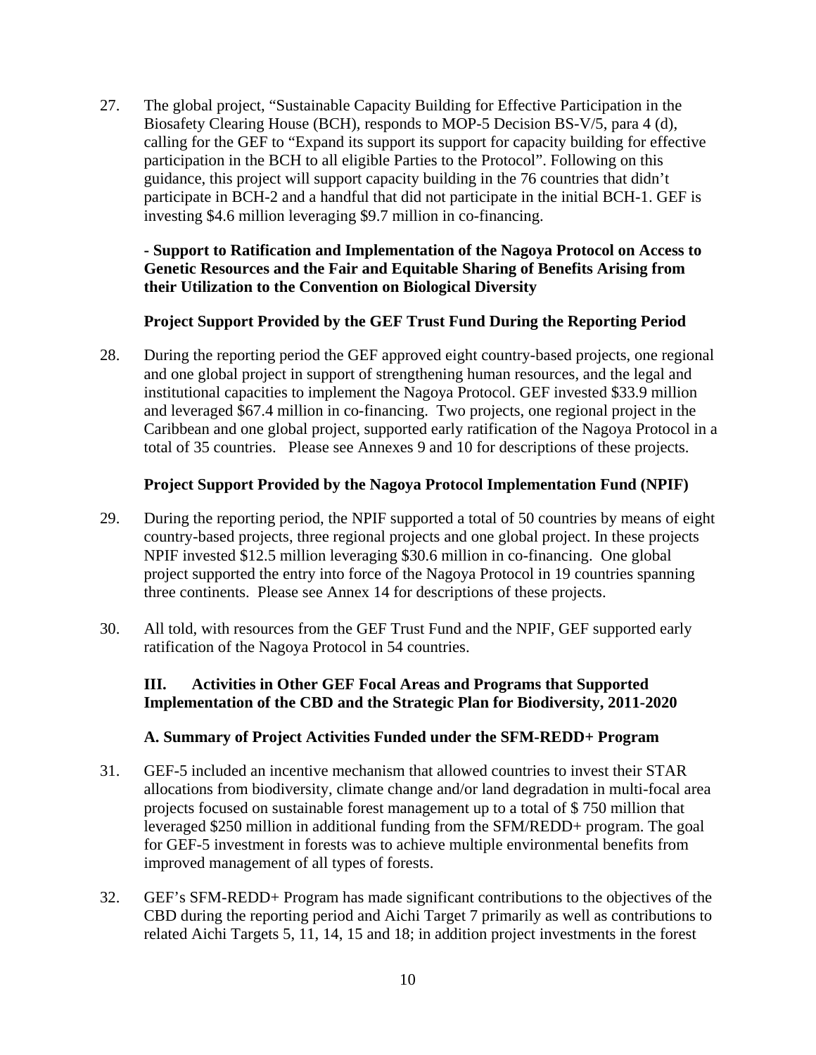27. The global project, "Sustainable Capacity Building for Effective Participation in the Biosafety Clearing House (BCH), responds to MOP-5 Decision BS-V/5, para 4 (d), calling for the GEF to "Expand its support its support for capacity building for effective participation in the BCH to all eligible Parties to the Protocol". Following on this guidance, this project will support capacity building in the 76 countries that didn't participate in BCH-2 and a handful that did not participate in the initial BCH-1. GEF is investing $4.6 million leveraging $9.7 million in co-financing.

**- Support to Ratification and Implementation of the Nagoya Protocol on Access to Genetic Resources and the Fair and Equitable Sharing of Benefits Arising from their Utilization to the Convention on Biological Diversity**

**Project Support Provided by the GEF Trust Fund During the Reporting Period**

28. During the reporting period the GEF approved eight country-based projects, one regional and one global project in support of strengthening human resources, and the legal and institutional capacities to implement the Nagoya Protocol. GEF invested $33.9 million and leveraged $67.4 million in co-financing. Two projects, one regional project in the Caribbean and one global project, supported early ratification of the Nagoya Protocol in a total of 35 countries. Please see Annexes 9 and 10 for descriptions of these projects.

**Project Support Provided by the Nagoya Protocol Implementation Fund (NPIF)**

29. During the reporting period, the NPIF supported a total of 50 countries by means of eight country-based projects, three regional projects and one global project. In these projects NPIF invested $12.5 million leveraging $30.6 million in co-financing. One global project supported the entry into force of the Nagoya Protocol in 19 countries spanning three continents. Please see Annex 14 for descriptions of these projects.

30. All told, with resources from the GEF Trust Fund and the NPIF, GEF supported early ratification of the Nagoya Protocol in 54 countries.

## III. Activities in Other GEF Focal Areas and Programs that Supported Implementation of the CBD and the Strategic Plan for Biodiversity, 2011-2020

### A. Summary of Project Activities Funded under the SFM-REDD+ Program

31. GEF-5 included an incentive mechanism that allowed countries to invest their STAR allocations from biodiversity, climate change and/or land degradation in multi-focal area projects focused on sustainable forest management up to a total of $ 750 million that leveraged $250 million in additional funding from the SFM/REDD+ program. The goal for GEF-5 investment in forests was to achieve multiple environmental benefits from improved management of all types of forests.

32. GEF's SFM-REDD+ Program has made significant contributions to the objectives of the CBD during the reporting period and Aichi Target 7 primarily as well as contributions to related Aichi Targets 5, 11, 14, 15 and 18; in addition project investments in the forest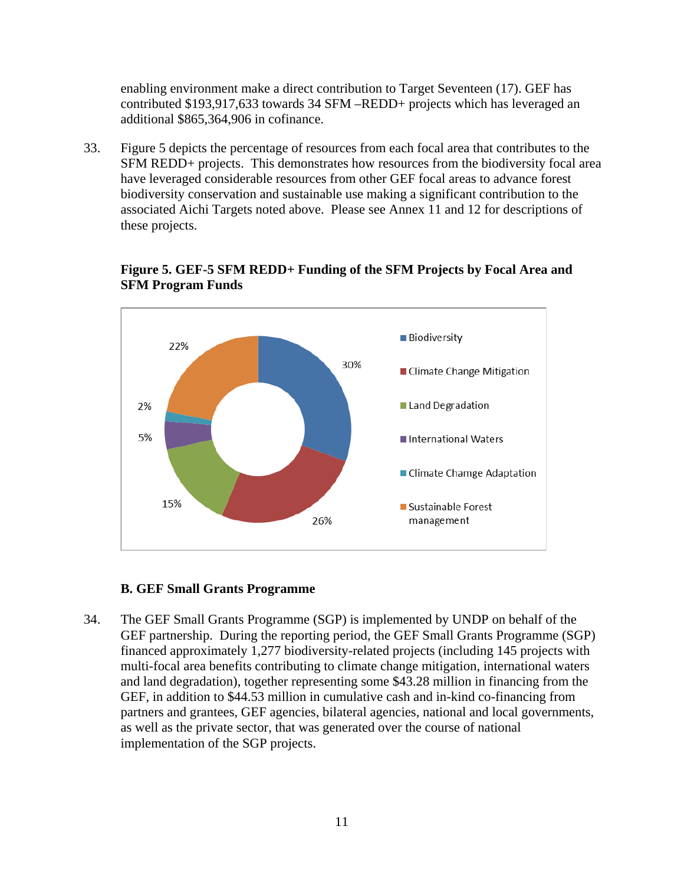enabling environment make a direct contribution to Target Seventeen (17). GEF has contributed $193,917,633 towards 34 SFM –REDD+ projects which has leveraged an additional $865,364,906 in cofinance.

33. Figure 5 depicts the percentage of resources from each focal area that contributes to the SFM REDD+ projects. This demonstrates how resources from the biodiversity focal area have leveraged considerable resources from other GEF focal areas to advance forest biodiversity conservation and sustainable use making a significant contribution to the associated Aichi Targets noted above. Please see Annex 11 and 12 for descriptions of these projects.

**Figure 5. GEF-5 SFM REDD+ Funding of the SFM Projects by Focal Area and SFM Program Funds**

| Focal Area | Percentage |
|---|---|
| Biodiversity | 30% |
| Climate Change Mitigation | 26% |
| Land Degradation | 15% |
| International Waters | 5% |
| Climate Chamge Adaptation | 2% |
| Sustainable Forest management | 22% |

### B. GEF Small Grants Programme

34. The GEF Small Grants Programme (SGP) is implemented by UNDP on behalf of the GEF partnership. During the reporting period, the GEF Small Grants Programme (SGP) financed approximately 1,277 biodiversity-related projects (including 145 projects with multi-focal area benefits contributing to climate change mitigation, international waters and land degradation), together representing some $43.28 million in financing from the GEF, in addition to $44.53 million in cumulative cash and in-kind co-financing from partners and grantees, GEF agencies, bilateral agencies, national and local governments, as well as the private sector, that was generated over the course of national implementation of the SGP projects.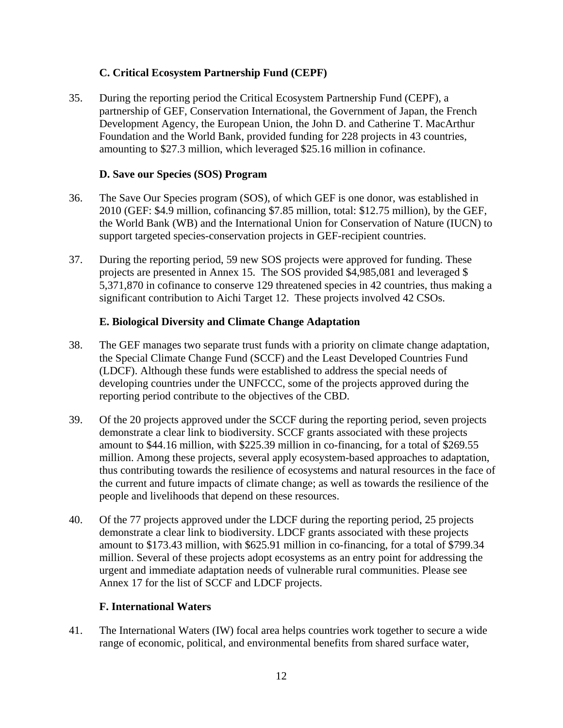### C. Critical Ecosystem Partnership Fund (CEPF)

35. During the reporting period the Critical Ecosystem Partnership Fund (CEPF), a partnership of GEF, Conservation International, the Government of Japan, the French Development Agency, the European Union, the John D. and Catherine T. MacArthur Foundation and the World Bank, provided funding for 228 projects in 43 countries, amounting to $27.3 million, which leveraged $25.16 million in cofinance.

### D. Save our Species (SOS) Program

36. The Save Our Species program (SOS), of which GEF is one donor, was established in 2010 (GEF: $4.9 million, cofinancing $7.85 million, total: $12.75 million), by the GEF, the World Bank (WB) and the International Union for Conservation of Nature (IUCN) to support targeted species-conservation projects in GEF-recipient countries.

37. During the reporting period, 59 new SOS projects were approved for funding. These projects are presented in Annex 15. The SOS provided $4,985,081 and leveraged $ 5,371,870 in cofinance to conserve 129 threatened species in 42 countries, thus making a significant contribution to Aichi Target 12. These projects involved 42 CSOs.

### E. Biological Diversity and Climate Change Adaptation

38. The GEF manages two separate trust funds with a priority on climate change adaptation, the Special Climate Change Fund (SCCF) and the Least Developed Countries Fund (LDCF). Although these funds were established to address the special needs of developing countries under the UNFCCC, some of the projects approved during the reporting period contribute to the objectives of the CBD.

39. Of the 20 projects approved under the SCCF during the reporting period, seven projects demonstrate a clear link to biodiversity. SCCF grants associated with these projects amount to $44.16 million, with $225.39 million in co-financing, for a total of $269.55 million. Among these projects, several apply ecosystem-based approaches to adaptation, thus contributing towards the resilience of ecosystems and natural resources in the face of the current and future impacts of climate change; as well as towards the resilience of the people and livelihoods that depend on these resources.

40. Of the 77 projects approved under the LDCF during the reporting period, 25 projects demonstrate a clear link to biodiversity. LDCF grants associated with these projects amount to $173.43 million, with $625.91 million in co-financing, for a total of $799.34 million. Several of these projects adopt ecosystems as an entry point for addressing the urgent and immediate adaptation needs of vulnerable rural communities. Please see Annex 17 for the list of SCCF and LDCF projects.

### F. International Waters

41. The International Waters (IW) focal area helps countries work together to secure a wide range of economic, political, and environmental benefits from shared surface water,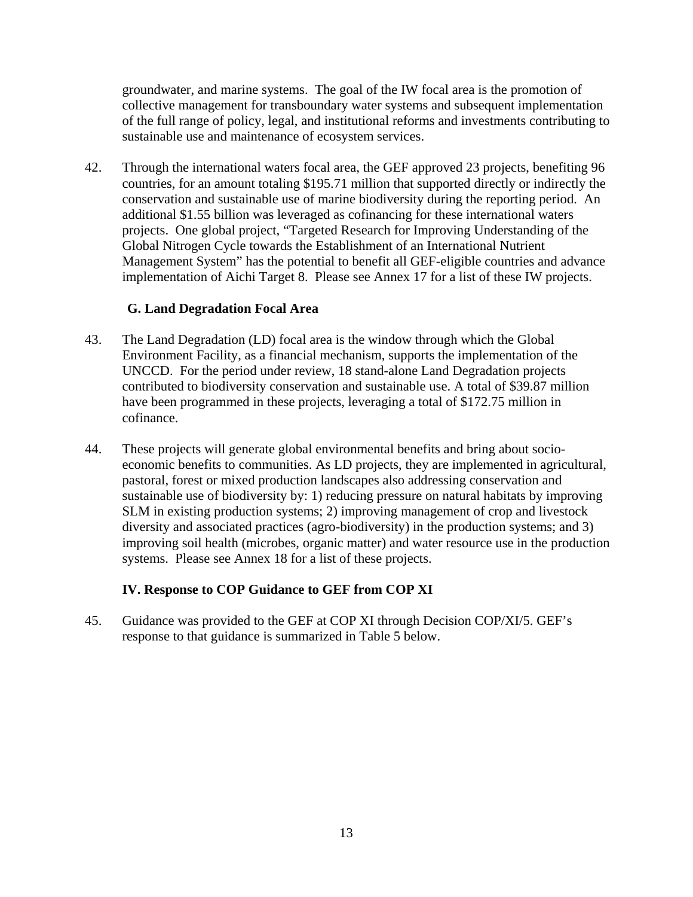groundwater, and marine systems. The goal of the IW focal area is the promotion of collective management for transboundary water systems and subsequent implementation of the full range of policy, legal, and institutional reforms and investments contributing to sustainable use and maintenance of ecosystem services.

42. Through the international waters focal area, the GEF approved 23 projects, benefiting 96 countries, for an amount totaling $195.71 million that supported directly or indirectly the conservation and sustainable use of marine biodiversity during the reporting period. An additional $1.55 billion was leveraged as cofinancing for these international waters projects. One global project, "Targeted Research for Improving Understanding of the Global Nitrogen Cycle towards the Establishment of an International Nutrient Management System" has the potential to benefit all GEF-eligible countries and advance implementation of Aichi Target 8. Please see Annex 17 for a list of these IW projects.

### G. Land Degradation Focal Area

43. The Land Degradation (LD) focal area is the window through which the Global Environment Facility, as a financial mechanism, supports the implementation of the UNCCD. For the period under review, 18 stand-alone Land Degradation projects contributed to biodiversity conservation and sustainable use. A total of $39.87 million have been programmed in these projects, leveraging a total of $172.75 million in cofinance.

44. These projects will generate global environmental benefits and bring about socio-economic benefits to communities. As LD projects, they are implemented in agricultural, pastoral, forest or mixed production landscapes also addressing conservation and sustainable use of biodiversity by: 1) reducing pressure on natural habitats by improving SLM in existing production systems; 2) improving management of crop and livestock diversity and associated practices (agro-biodiversity) in the production systems; and 3) improving soil health (microbes, organic matter) and water resource use in the production systems. Please see Annex 18 for a list of these projects.

## IV. Response to COP Guidance to GEF from COP XI

45. Guidance was provided to the GEF at COP XI through Decision COP/XI/5. GEF's response to that guidance is summarized in Table 5 below.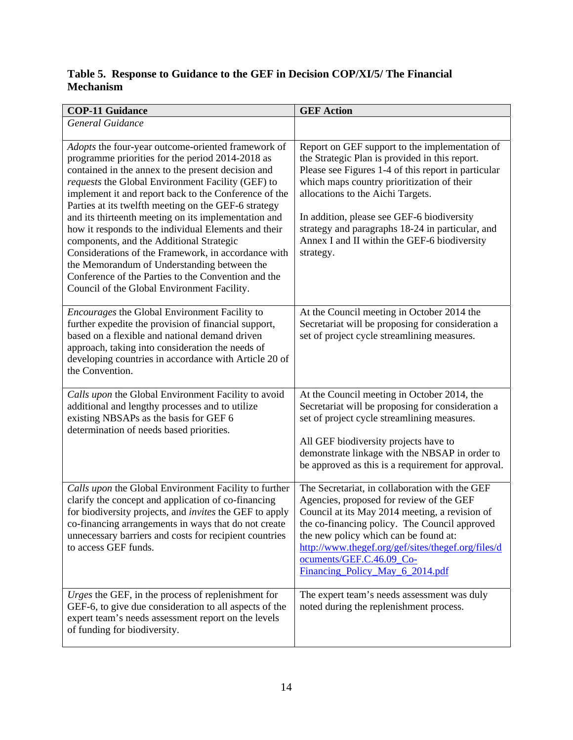**Table 5. Response to Guidance to the GEF in Decision COP/XI/5/ The Financial Mechanism**

| COP-11 Guidance | GEF Action |
|---|---|
| *General Guidance* | |
| *Adopts* the four-year outcome-oriented framework of programme priorities for the period 2014-2018 as contained in the annex to the present decision and *requests* the Global Environment Facility (GEF) to implement it and report back to the Conference of the Parties at its twelfth meeting on the GEF-6 strategy and its thirteenth meeting on its implementation and how it responds to the individual Elements and their components, and the Additional Strategic Considerations of the Framework, in accordance with the Memorandum of Understanding between the Conference of the Parties to the Convention and the Council of the Global Environment Facility. | Report on GEF support to the implementation of the Strategic Plan is provided in this report. Please see Figures 1-4 of this report in particular which maps country prioritization of their allocations to the Aichi Targets.<br><br>In addition, please see GEF-6 biodiversity strategy and paragraphs 18-24 in particular, and Annex I and II within the GEF-6 biodiversity strategy. |
| *Encourages* the Global Environment Facility to further expedite the provision of financial support, based on a flexible and national demand driven approach, taking into consideration the needs of developing countries in accordance with Article 20 of the Convention. | At the Council meeting in October 2014 the Secretariat will be proposing for consideration a set of project cycle streamlining measures. |
| *Calls upon* the Global Environment Facility to avoid additional and lengthy processes and to utilize existing NBSAPs as the basis for GEF 6 determination of needs based priorities. | At the Council meeting in October 2014, the Secretariat will be proposing for consideration a set of project cycle streamlining measures.<br><br>All GEF biodiversity projects have to demonstrate linkage with the NBSAP in order to be approved as this is a requirement for approval. |
| *Calls upon* the Global Environment Facility to further clarify the concept and application of co-financing for biodiversity projects, and *invites* the GEF to apply co-financing arrangements in ways that do not create unnecessary barriers and costs for recipient countries to access GEF funds. | The Secretariat, in collaboration with the GEF Agencies, proposed for review of the GEF Council at its May 2014 meeting, a revision of the co-financing policy. The Council approved the new policy which can be found at: http://www.thegef.org/gef/sites/thegef.org/files/documents/GEF.C.46.09_Co-Financing_Policy_May_6_2014.pdf |
| *Urges* the GEF, in the process of replenishment for GEF-6, to give due consideration to all aspects of the expert team's needs assessment report on the levels of funding for biodiversity. | The expert team's needs assessment was duly noted during the replenishment process. |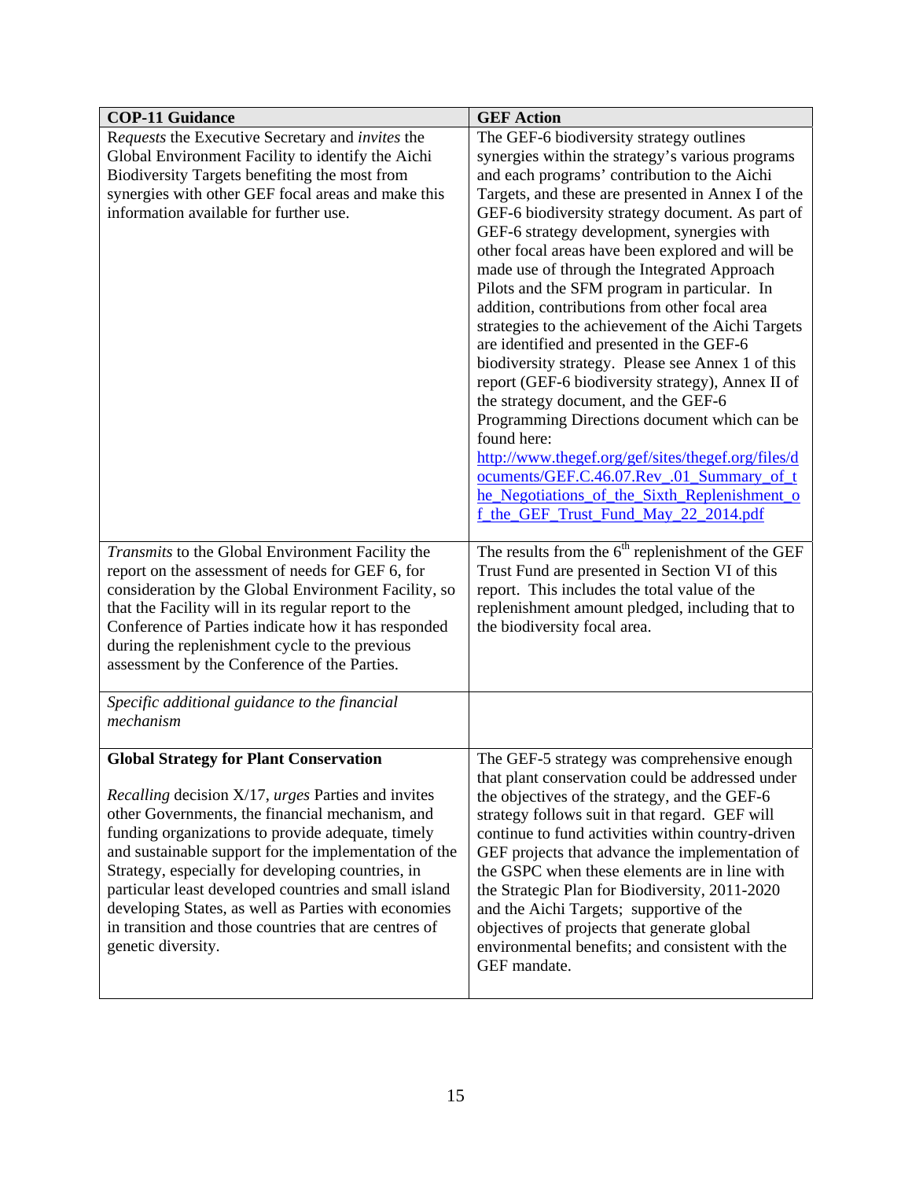| COP-11 Guidance | GEF Action |
|---|---|
| *Requests* the Executive Secretary and *invites* the Global Environment Facility to identify the Aichi Biodiversity Targets benefiting the most from synergies with other GEF focal areas and make this information available for further use. | The GEF-6 biodiversity strategy outlines synergies within the strategy's various programs and each programs' contribution to the Aichi Targets, and these are presented in Annex I of the GEF-6 biodiversity strategy document. As part of GEF-6 strategy development, synergies with other focal areas have been explored and will be made use of through the Integrated Approach Pilots and the SFM program in particular. In addition, contributions from other focal area strategies to the achievement of the Aichi Targets are identified and presented in the GEF-6 biodiversity strategy. Please see Annex 1 of this report (GEF-6 biodiversity strategy), Annex II of the strategy document, and the GEF-6 Programming Directions document which can be found here: http://www.thegef.org/gef/sites/thegef.org/files/documents/GEF.C.46.07.Rev_.01_Summary_of_the_Negotiations_of_the_Sixth_Replenishment_of_the_GEF_Trust_Fund_May_22_2014.pdf |
| *Transmits* to the Global Environment Facility the report on the assessment of needs for GEF 6, for consideration by the Global Environment Facility, so that the Facility will in its regular report to the Conference of Parties indicate how it has responded during the replenishment cycle to the previous assessment by the Conference of the Parties. | The results from the 6th replenishment of the GEF Trust Fund are presented in Section VI of this report. This includes the total value of the replenishment amount pledged, including that to the biodiversity focal area. |
| *Specific additional guidance to the financial mechanism* | |
| **Global Strategy for Plant Conservation**<br><br>*Recalling* decision X/17, *urges* Parties and invites other Governments, the financial mechanism, and funding organizations to provide adequate, timely and sustainable support for the implementation of the Strategy, especially for developing countries, in particular least developed countries and small island developing States, as well as Parties with economies in transition and those countries that are centres of genetic diversity. | The GEF-5 strategy was comprehensive enough that plant conservation could be addressed under the objectives of the strategy, and the GEF-6 strategy follows suit in that regard. GEF will continue to fund activities within country-driven GEF projects that advance the implementation of the GSPC when these elements are in line with the Strategic Plan for Biodiversity, 2011-2020 and the Aichi Targets; supportive of the objectives of projects that generate global environmental benefits; and consistent with the GEF mandate. |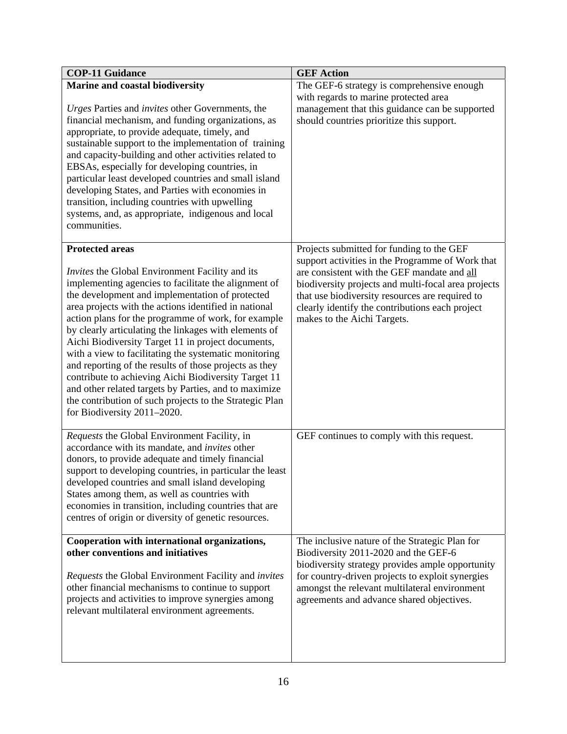| COP-11 Guidance | GEF Action |
|---|---|
| **Marine and coastal biodiversity**<br><br>*Urges* Parties and *invites* other Governments, the financial mechanism, and funding organizations, as appropriate, to provide adequate, timely, and sustainable support to the implementation of training and capacity-building and other activities related to EBSAs, especially for developing countries, in particular least developed countries and small island developing States, and Parties with economies in transition, including countries with upwelling systems, and, as appropriate, indigenous and local communities. | The GEF-6 strategy is comprehensive enough with regards to marine protected area management that this guidance can be supported should countries prioritize this support. |
| **Protected areas**<br><br>*Invites* the Global Environment Facility and its implementing agencies to facilitate the alignment of the development and implementation of protected area projects with the actions identified in national action plans for the programme of work, for example by clearly articulating the linkages with elements of Aichi Biodiversity Target 11 in project documents, with a view to facilitating the systematic monitoring and reporting of the results of those projects as they contribute to achieving Aichi Biodiversity Target 11 and other related targets by Parties, and to maximize the contribution of such projects to the Strategic Plan for Biodiversity 2011–2020. | Projects submitted for funding to the GEF support activities in the Programme of Work that are consistent with the GEF mandate and <u>all</u> biodiversity projects and multi-focal area projects that use biodiversity resources are required to clearly identify the contributions each project makes to the Aichi Targets. |
| *Requests* the Global Environment Facility, in accordance with its mandate, and *invites* other donors, to provide adequate and timely financial support to developing countries, in particular the least developed countries and small island developing States among them, as well as countries with economies in transition, including countries that are centres of origin or diversity of genetic resources. | GEF continues to comply with this request. |
| **Cooperation with international organizations, other conventions and initiatives**<br><br>*Requests* the Global Environment Facility and *invites* other financial mechanisms to continue to support projects and activities to improve synergies among relevant multilateral environment agreements. | The inclusive nature of the Strategic Plan for Biodiversity 2011-2020 and the GEF-6 biodiversity strategy provides ample opportunity for country-driven projects to exploit synergies amongst the relevant multilateral environment agreements and advance shared objectives. |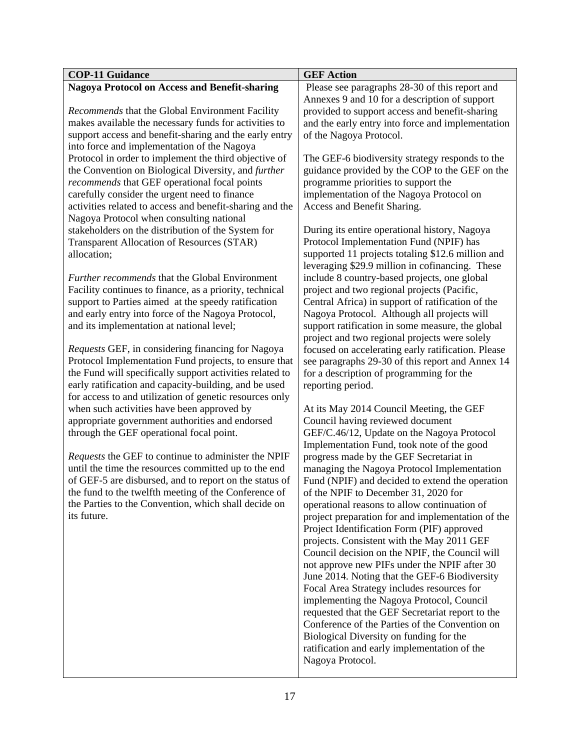| COP-11 Guidance | GEF Action |
| --- | --- |
| **Nagoya Protocol on Access and Benefit-sharing**<br><br>*Recommends* that the Global Environment Facility makes available the necessary funds for activities to support access and benefit-sharing and the early entry into force and implementation of the Nagoya Protocol in order to implement the third objective of the Convention on Biological Diversity, and *further recommends* that GEF operational focal points carefully consider the urgent need to finance activities related to access and benefit-sharing and the Nagoya Protocol when consulting national stakeholders on the distribution of the System for Transparent Allocation of Resources (STAR) allocation;<br><br>*Further recommends* that the Global Environment Facility continues to finance, as a priority, technical support to Parties aimed at the speedy ratification and early entry into force of the Nagoya Protocol, and its implementation at national level;<br><br>*Requests* GEF, in considering financing for Nagoya Protocol Implementation Fund projects, to ensure that the Fund will specifically support activities related to early ratification and capacity-building, and be used for access to and utilization of genetic resources only when such activities have been approved by appropriate government authorities and endorsed through the GEF operational focal point.<br><br>*Requests* the GEF to continue to administer the NPIF until the time the resources committed up to the end of GEF-5 are disbursed, and to report on the status of the fund to the twelfth meeting of the Conference of the Parties to the Convention, which shall decide on its future. | Please see paragraphs 28-30 of this report and Annexes 9 and 10 for a description of support provided to support access and benefit-sharing and the early entry into force and implementation of the Nagoya Protocol.<br><br>The GEF-6 biodiversity strategy responds to the guidance provided by the COP to the GEF on the programme priorities to support the implementation of the Nagoya Protocol on Access and Benefit Sharing.<br><br>During its entire operational history, Nagoya Protocol Implementation Fund (NPIF) has supported 11 projects totaling $12.6 million and leveraging $29.9 million in cofinancing. These include 8 country-based projects, one global project and two regional projects (Pacific, Central Africa) in support of ratification of the Nagoya Protocol. Although all projects will support ratification in some measure, the global project and two regional projects were solely focused on accelerating early ratification. Please see paragraphs 29-30 of this report and Annex 14 for a description of programming for the reporting period.<br><br>At its May 2014 Council Meeting, the GEF Council having reviewed document GEF/C.46/12, Update on the Nagoya Protocol Implementation Fund, took note of the good progress made by the GEF Secretariat in managing the Nagoya Protocol Implementation Fund (NPIF) and decided to extend the operation of the NPIF to December 31, 2020 for operational reasons to allow continuation of project preparation for and implementation of the Project Identification Form (PIF) approved projects. Consistent with the May 2011 GEF Council decision on the NPIF, the Council will not approve new PIFs under the NPIF after 30 June 2014. Noting that the GEF-6 Biodiversity Focal Area Strategy includes resources for implementing the Nagoya Protocol, Council requested that the GEF Secretariat report to the Conference of the Parties of the Convention on Biological Diversity on funding for the ratification and early implementation of the Nagoya Protocol. |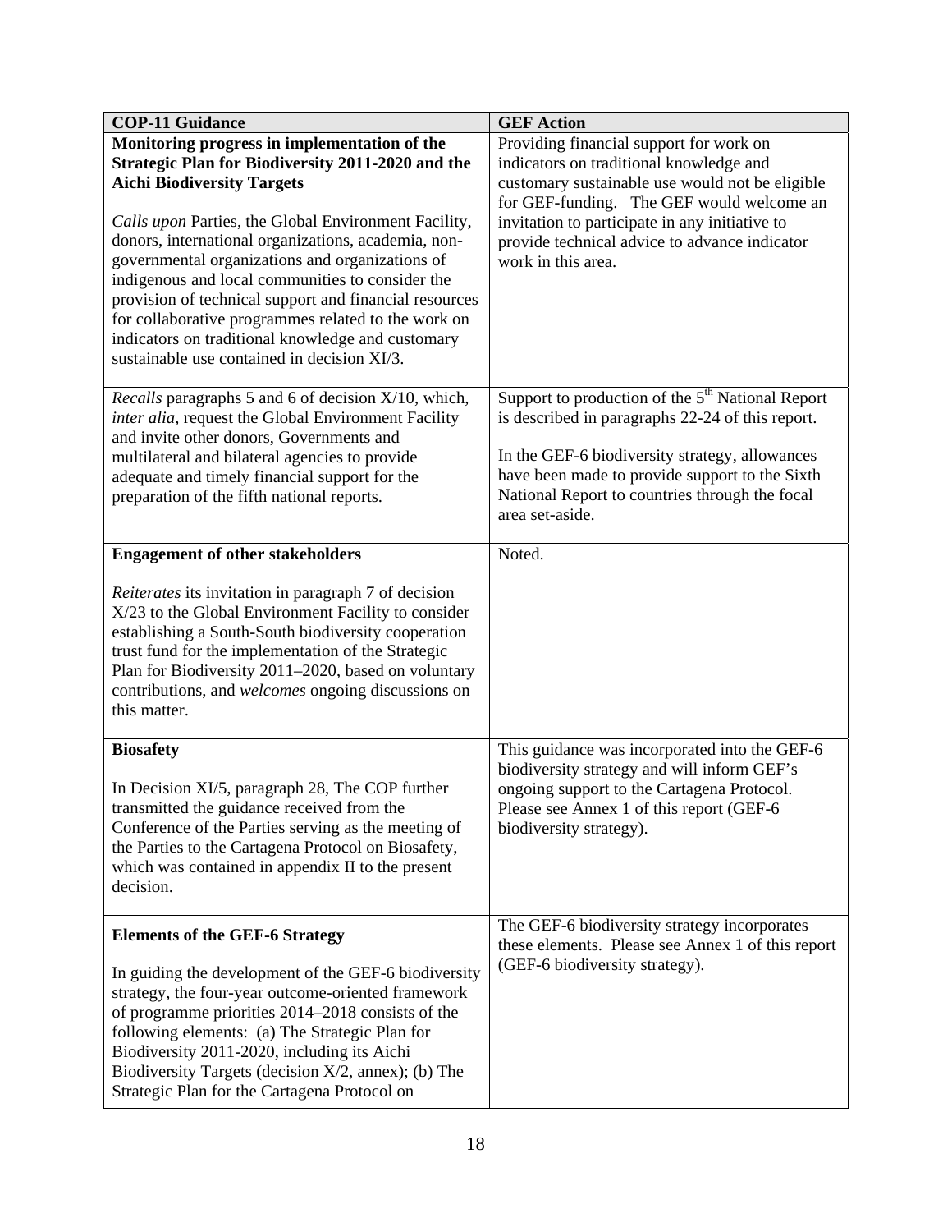| COP-11 Guidance | GEF Action |
|---|---|
| **Monitoring progress in implementation of the Strategic Plan for Biodiversity 2011-2020 and the Aichi Biodiversity Targets**<br><br>*Calls upon* Parties, the Global Environment Facility, donors, international organizations, academia, non-governmental organizations and organizations of indigenous and local communities to consider the provision of technical support and financial resources for collaborative programmes related to the work on indicators on traditional knowledge and customary sustainable use contained in decision XI/3. | Providing financial support for work on indicators on traditional knowledge and customary sustainable use would not be eligible for GEF-funding. The GEF would welcome an invitation to participate in any initiative to provide technical advice to advance indicator work in this area. |
| *Recalls* paragraphs 5 and 6 of decision X/10, which, *inter alia,* request the Global Environment Facility and invite other donors, Governments and multilateral and bilateral agencies to provide adequate and timely financial support for the preparation of the fifth national reports. | Support to production of the 5th National Report is described in paragraphs 22-24 of this report.<br><br>In the GEF-6 biodiversity strategy, allowances have been made to provide support to the Sixth National Report to countries through the focal area set-aside. |
| **Engagement of other stakeholders**<br><br>*Reiterates* its invitation in paragraph 7 of decision X/23 to the Global Environment Facility to consider establishing a South-South biodiversity cooperation trust fund for the implementation of the Strategic Plan for Biodiversity 2011–2020, based on voluntary contributions, and *welcomes* ongoing discussions on this matter. | Noted. |
| **Biosafety**<br><br>In Decision XI/5, paragraph 28, The COP further transmitted the guidance received from the Conference of the Parties serving as the meeting of the Parties to the Cartagena Protocol on Biosafety, which was contained in appendix II to the present decision. | This guidance was incorporated into the GEF-6 biodiversity strategy and will inform GEF's ongoing support to the Cartagena Protocol. Please see Annex 1 of this report (GEF-6 biodiversity strategy). |
| **Elements of the GEF-6 Strategy**<br><br>In guiding the development of the GEF-6 biodiversity strategy, the four-year outcome-oriented framework of programme priorities 2014–2018 consists of the following elements: (a) The Strategic Plan for Biodiversity 2011-2020, including its Aichi Biodiversity Targets (decision X/2, annex); (b) The Strategic Plan for the Cartagena Protocol on | The GEF-6 biodiversity strategy incorporates these elements. Please see Annex 1 of this report (GEF-6 biodiversity strategy). |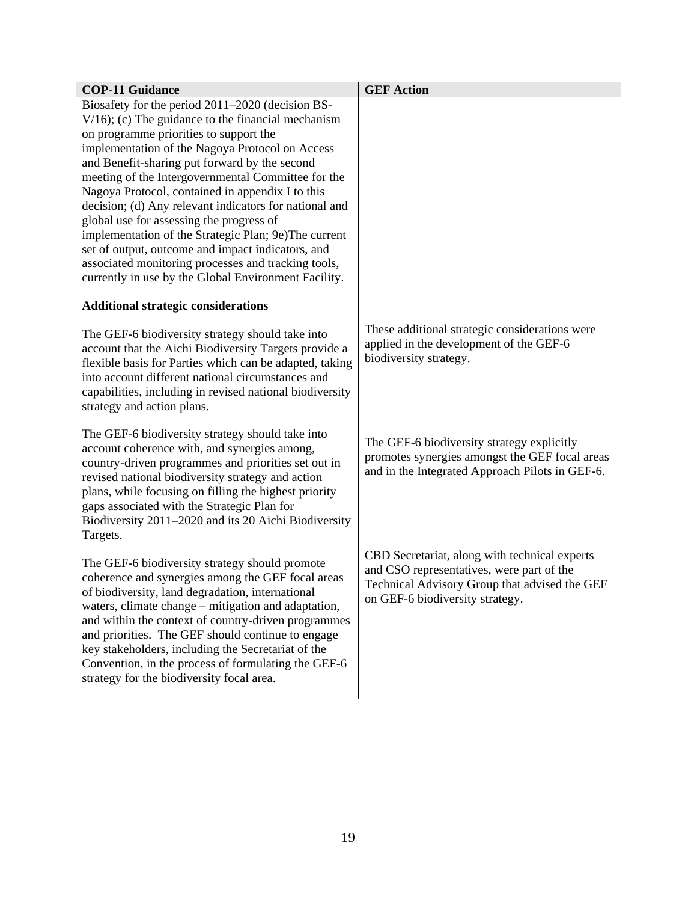| COP-11 Guidance | GEF Action |
|---|---|
| Biosafety for the period 2011–2020 (decision BS-V/16); (c) The guidance to the financial mechanism on programme priorities to support the implementation of the Nagoya Protocol on Access and Benefit-sharing put forward by the second meeting of the Intergovernmental Committee for the Nagoya Protocol, contained in appendix I to this decision; (d) Any relevant indicators for national and global use for assessing the progress of implementation of the Strategic Plan; 9e)The current set of output, outcome and impact indicators, and associated monitoring processes and tracking tools, currently in use by the Global Environment Facility. | |
| **Additional strategic considerations** | |
| The GEF-6 biodiversity strategy should take into account that the Aichi Biodiversity Targets provide a flexible basis for Parties which can be adapted, taking into account different national circumstances and capabilities, including in revised national biodiversity strategy and action plans. | These additional strategic considerations were applied in the development of the GEF-6 biodiversity strategy. |
| The GEF-6 biodiversity strategy should take into account coherence with, and synergies among, country-driven programmes and priorities set out in revised national biodiversity strategy and action plans, while focusing on filling the highest priority gaps associated with the Strategic Plan for Biodiversity 2011–2020 and its 20 Aichi Biodiversity Targets. | The GEF-6 biodiversity strategy explicitly promotes synergies amongst the GEF focal areas and in the Integrated Approach Pilots in GEF-6. |
| The GEF-6 biodiversity strategy should promote coherence and synergies among the GEF focal areas of biodiversity, land degradation, international waters, climate change – mitigation and adaptation, and within the context of country-driven programmes and priorities. The GEF should continue to engage key stakeholders, including the Secretariat of the Convention, in the process of formulating the GEF-6 strategy for the biodiversity focal area. | CBD Secretariat, along with technical experts and CSO representatives, were part of the Technical Advisory Group that advised the GEF on GEF-6 biodiversity strategy. |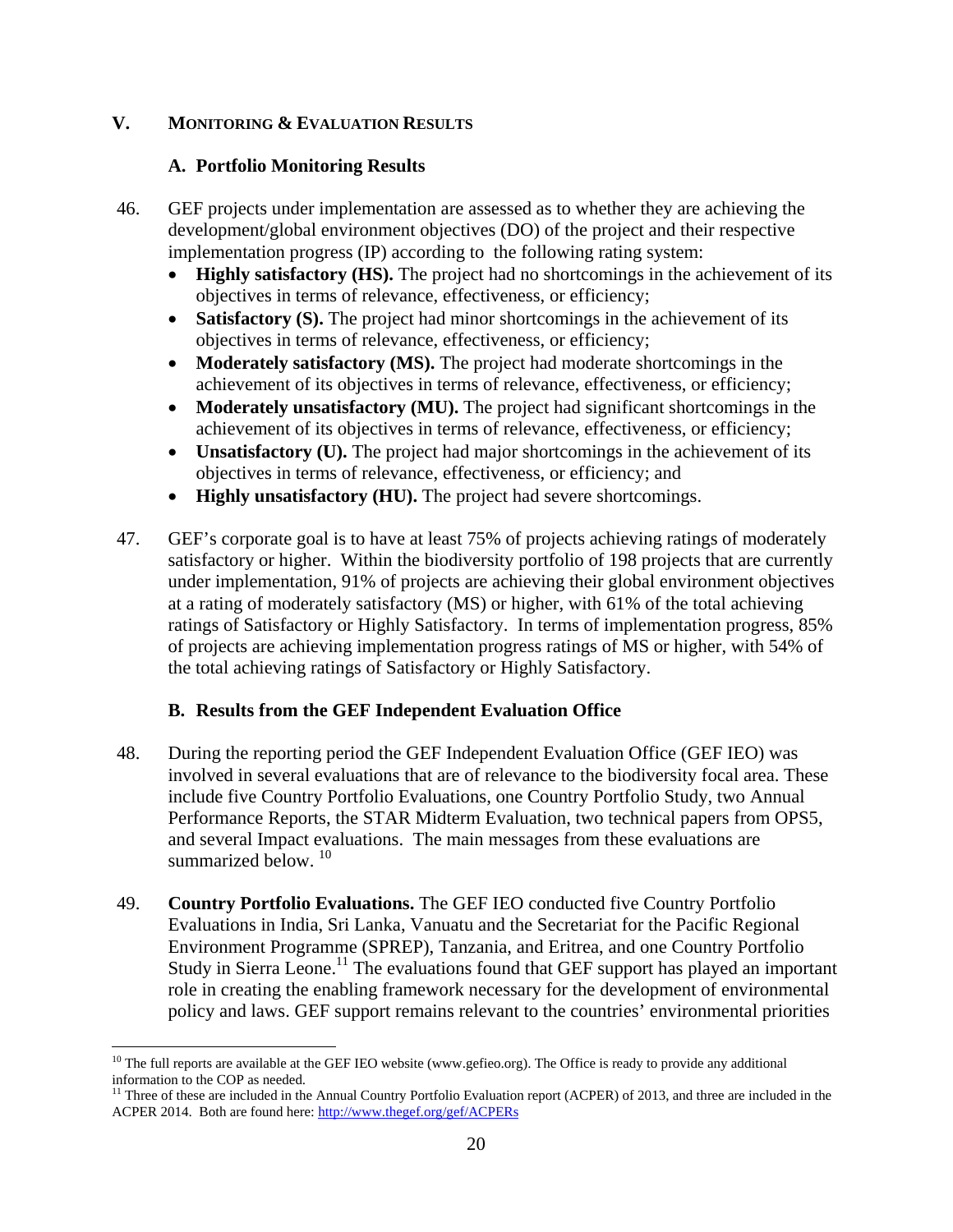## V. MONITORING & EVALUATION RESULTS

### A. Portfolio Monitoring Results

46. GEF projects under implementation are assessed as to whether they are achieving the development/global environment objectives (DO) of the project and their respective implementation progress (IP) according to the following rating system:
    - **Highly satisfactory (HS).** The project had no shortcomings in the achievement of its objectives in terms of relevance, effectiveness, or efficiency;
    - **Satisfactory (S).** The project had minor shortcomings in the achievement of its objectives in terms of relevance, effectiveness, or efficiency;
    - **Moderately satisfactory (MS).** The project had moderate shortcomings in the achievement of its objectives in terms of relevance, effectiveness, or efficiency;
    - **Moderately unsatisfactory (MU).** The project had significant shortcomings in the achievement of its objectives in terms of relevance, effectiveness, or efficiency;
    - **Unsatisfactory (U).** The project had major shortcomings in the achievement of its objectives in terms of relevance, effectiveness, or efficiency; and
    - **Highly unsatisfactory (HU).** The project had severe shortcomings.

47. GEF's corporate goal is to have at least 75% of projects achieving ratings of moderately satisfactory or higher. Within the biodiversity portfolio of 198 projects that are currently under implementation, 91% of projects are achieving their global environment objectives at a rating of moderately satisfactory (MS) or higher, with 61% of the total achieving ratings of Satisfactory or Highly Satisfactory. In terms of implementation progress, 85% of projects are achieving implementation progress ratings of MS or higher, with 54% of the total achieving ratings of Satisfactory or Highly Satisfactory.

### B. Results from the GEF Independent Evaluation Office

48. During the reporting period the GEF Independent Evaluation Office (GEF IEO) was involved in several evaluations that are of relevance to the biodiversity focal area. These include five Country Portfolio Evaluations, one Country Portfolio Study, two Annual Performance Reports, the STAR Midterm Evaluation, two technical papers from OPS5, and several Impact evaluations. The main messages from these evaluations are summarized below. [10]

49. **Country Portfolio Evaluations.** The GEF IEO conducted five Country Portfolio Evaluations in India, Sri Lanka, Vanuatu and the Secretariat for the Pacific Regional Environment Programme (SPREP), Tanzania, and Eritrea, and one Country Portfolio Study in Sierra Leone.[11] The evaluations found that GEF support has played an important role in creating the enabling framework necessary for the development of environmental policy and laws. GEF support remains relevant to the countries' environmental priorities

---

[10] The full reports are available at the GEF IEO website (www.gefieo.org). The Office is ready to provide any additional information to the COP as needed.

[11] Three of these are included in the Annual Country Portfolio Evaluation report (ACPER) of 2013, and three are included in the ACPER 2014. Both are found here: http://www.thegef.org/gef/ACPERs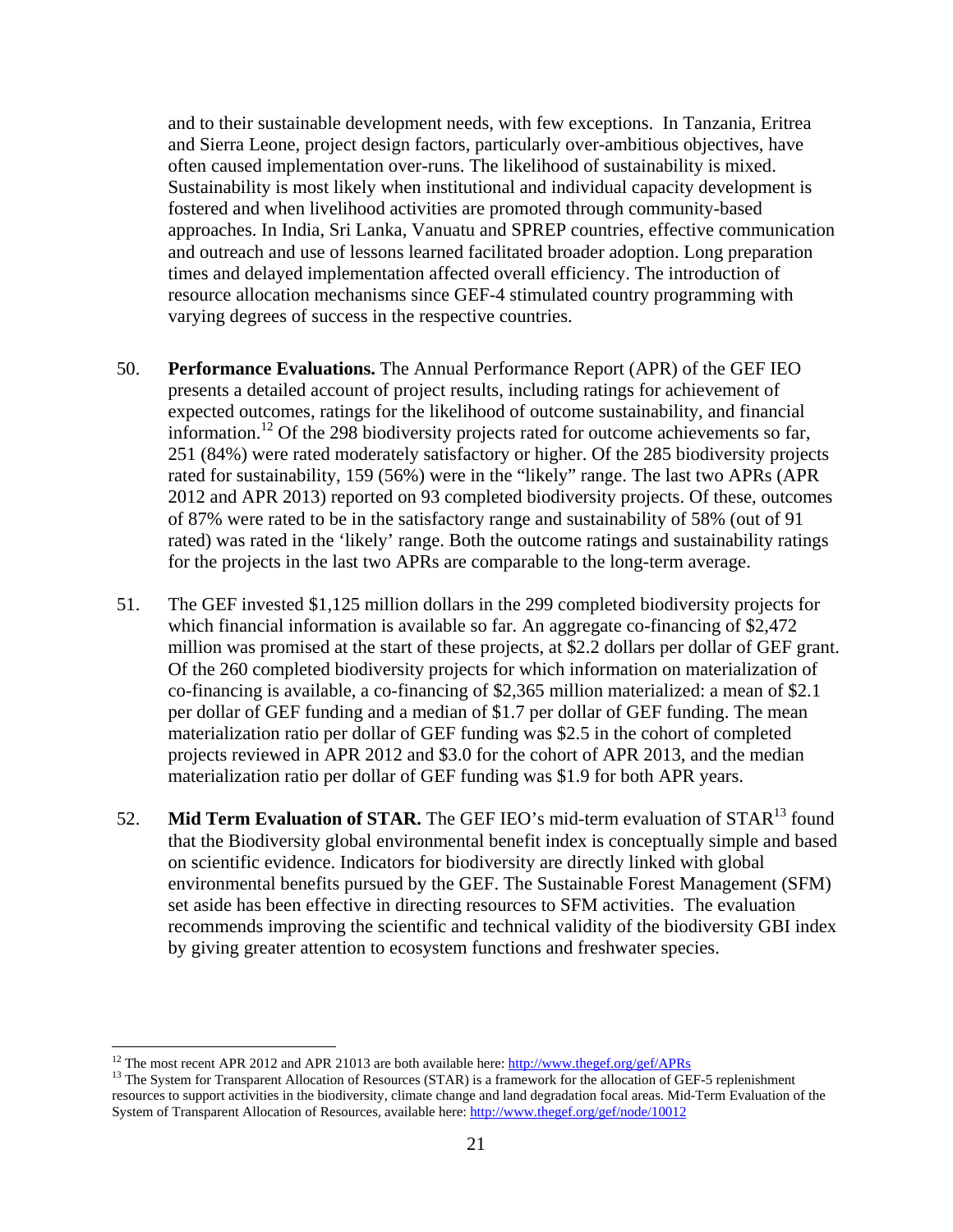and to their sustainable development needs, with few exceptions. In Tanzania, Eritrea and Sierra Leone, project design factors, particularly over-ambitious objectives, have often caused implementation over-runs. The likelihood of sustainability is mixed. Sustainability is most likely when institutional and individual capacity development is fostered and when livelihood activities are promoted through community-based approaches. In India, Sri Lanka, Vanuatu and SPREP countries, effective communication and outreach and use of lessons learned facilitated broader adoption. Long preparation times and delayed implementation affected overall efficiency. The introduction of resource allocation mechanisms since GEF-4 stimulated country programming with varying degrees of success in the respective countries.

50. **Performance Evaluations.** The Annual Performance Report (APR) of the GEF IEO presents a detailed account of project results, including ratings for achievement of expected outcomes, ratings for the likelihood of outcome sustainability, and financial information.[12] Of the 298 biodiversity projects rated for outcome achievements so far, 251 (84%) were rated moderately satisfactory or higher. Of the 285 biodiversity projects rated for sustainability, 159 (56%) were in the "likely" range. The last two APRs (APR 2012 and APR 2013) reported on 93 completed biodiversity projects. Of these, outcomes of 87% were rated to be in the satisfactory range and sustainability of 58% (out of 91 rated) was rated in the 'likely' range. Both the outcome ratings and sustainability ratings for the projects in the last two APRs are comparable to the long-term average.

51. The GEF invested $1,125 million dollars in the 299 completed biodiversity projects for which financial information is available so far. An aggregate co-financing of $2,472 million was promised at the start of these projects, at $2.2 dollars per dollar of GEF grant. Of the 260 completed biodiversity projects for which information on materialization of co-financing is available, a co-financing of $2,365 million materialized: a mean of $2.1 per dollar of GEF funding and a median of $1.7 per dollar of GEF funding. The mean materialization ratio per dollar of GEF funding was $2.5 in the cohort of completed projects reviewed in APR 2012 and $3.0 for the cohort of APR 2013, and the median materialization ratio per dollar of GEF funding was $1.9 for both APR years.

52. **Mid Term Evaluation of STAR.** The GEF IEO's mid-term evaluation of STAR[13] found that the Biodiversity global environmental benefit index is conceptually simple and based on scientific evidence. Indicators for biodiversity are directly linked with global environmental benefits pursued by the GEF. The Sustainable Forest Management (SFM) set aside has been effective in directing resources to SFM activities. The evaluation recommends improving the scientific and technical validity of the biodiversity GBI index by giving greater attention to ecosystem functions and freshwater species.

---

[12] The most recent APR 2012 and APR 21013 are both available here: http://www.thegef.org/gef/APRs

[13] The System for Transparent Allocation of Resources (STAR) is a framework for the allocation of GEF-5 replenishment resources to support activities in the biodiversity, climate change and land degradation focal areas. Mid-Term Evaluation of the System of Transparent Allocation of Resources, available here: http://www.thegef.org/gef/node/10012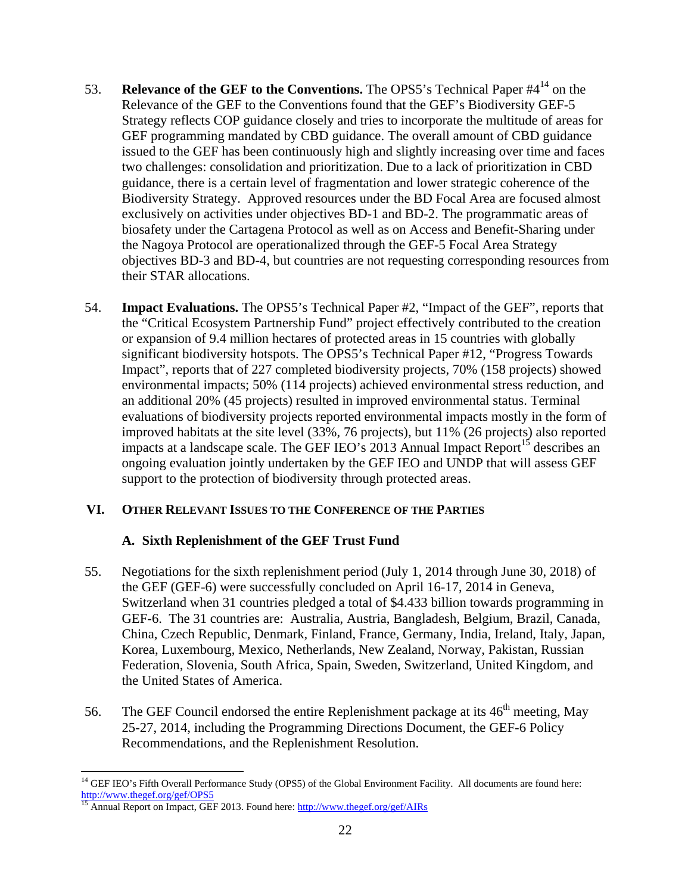53. **Relevance of the GEF to the Conventions.** The OPS5's Technical Paper #4[14] on the Relevance of the GEF to the Conventions found that the GEF's Biodiversity GEF-5 Strategy reflects COP guidance closely and tries to incorporate the multitude of areas for GEF programming mandated by CBD guidance. The overall amount of CBD guidance issued to the GEF has been continuously high and slightly increasing over time and faces two challenges: consolidation and prioritization. Due to a lack of prioritization in CBD guidance, there is a certain level of fragmentation and lower strategic coherence of the Biodiversity Strategy. Approved resources under the BD Focal Area are focused almost exclusively on activities under objectives BD-1 and BD-2. The programmatic areas of biosafety under the Cartagena Protocol as well as on Access and Benefit-Sharing under the Nagoya Protocol are operationalized through the GEF-5 Focal Area Strategy objectives BD-3 and BD-4, but countries are not requesting corresponding resources from their STAR allocations.

54. **Impact Evaluations.** The OPS5's Technical Paper #2, "Impact of the GEF", reports that the "Critical Ecosystem Partnership Fund" project effectively contributed to the creation or expansion of 9.4 million hectares of protected areas in 15 countries with globally significant biodiversity hotspots. The OPS5's Technical Paper #12, "Progress Towards Impact", reports that of 227 completed biodiversity projects, 70% (158 projects) showed environmental impacts; 50% (114 projects) achieved environmental stress reduction, and an additional 20% (45 projects) resulted in improved environmental status. Terminal evaluations of biodiversity projects reported environmental impacts mostly in the form of improved habitats at the site level (33%, 76 projects), but 11% (26 projects) also reported impacts at a landscape scale. The GEF IEO's 2013 Annual Impact Report[15] describes an ongoing evaluation jointly undertaken by the GEF IEO and UNDP that will assess GEF support to the protection of biodiversity through protected areas.

## VI. Other Relevant Issues to the Conference of the Parties

### A. Sixth Replenishment of the GEF Trust Fund

55. Negotiations for the sixth replenishment period (July 1, 2014 through June 30, 2018) of the GEF (GEF-6) were successfully concluded on April 16-17, 2014 in Geneva, Switzerland when 31 countries pledged a total of $4.433 billion towards programming in GEF-6. The 31 countries are: Australia, Austria, Bangladesh, Belgium, Brazil, Canada, China, Czech Republic, Denmark, Finland, France, Germany, India, Ireland, Italy, Japan, Korea, Luxembourg, Mexico, Netherlands, New Zealand, Norway, Pakistan, Russian Federation, Slovenia, South Africa, Spain, Sweden, Switzerland, United Kingdom, and the United States of America.

56. The GEF Council endorsed the entire Replenishment package at its 46th meeting, May 25-27, 2014, including the Programming Directions Document, the GEF-6 Policy Recommendations, and the Replenishment Resolution.

---

[14] GEF IEO's Fifth Overall Performance Study (OPS5) of the Global Environment Facility. All documents are found here: http://www.thegef.org/gef/OPS5

[15] Annual Report on Impact, GEF 2013. Found here: http://www.thegef.org/gef/AIRs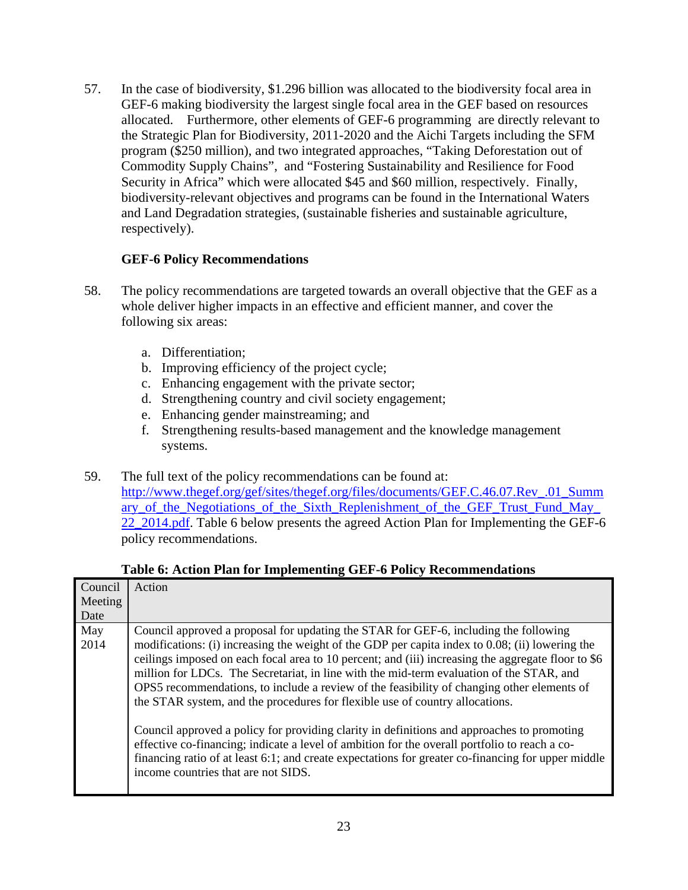57. In the case of biodiversity, $1.296 billion was allocated to the biodiversity focal area in GEF-6 making biodiversity the largest single focal area in the GEF based on resources allocated. Furthermore, other elements of GEF-6 programming are directly relevant to the Strategic Plan for Biodiversity, 2011-2020 and the Aichi Targets including the SFM program ($250 million), and two integrated approaches, "Taking Deforestation out of Commodity Supply Chains", and "Fostering Sustainability and Resilience for Food Security in Africa" which were allocated $45 and $60 million, respectively. Finally, biodiversity-relevant objectives and programs can be found in the International Waters and Land Degradation strategies, (sustainable fisheries and sustainable agriculture, respectively).

**GEF-6 Policy Recommendations**

58. The policy recommendations are targeted towards an overall objective that the GEF as a whole deliver higher impacts in an effective and efficient manner, and cover the following six areas:

   a. Differentiation;
   b. Improving efficiency of the project cycle;
   c. Enhancing engagement with the private sector;
   d. Strengthening country and civil society engagement;
   e. Enhancing gender mainstreaming; and
   f. Strengthening results-based management and the knowledge management systems.

59. The full text of the policy recommendations can be found at: [http://www.thegef.org/gef/sites/thegef.org/files/documents/GEF.C.46.07.Rev_.01_Summary_of_the_Negotiations_of_the_Sixth_Replenishment_of_the_GEF_Trust_Fund_May_22_2014.pdf](http://www.thegef.org/gef/sites/thegef.org/files/documents/GEF.C.46.07.Rev_.01_Summary_of_the_Negotiations_of_the_Sixth_Replenishment_of_the_GEF_Trust_Fund_May_22_2014.pdf). Table 6 below presents the agreed Action Plan for Implementing the GEF-6 policy recommendations.

**Table 6: Action Plan for Implementing GEF-6 Policy Recommendations**

| Council Meeting Date | Action |
|---|---|
| May 2014 | Council approved a proposal for updating the STAR for GEF-6, including the following modifications: (i) increasing the weight of the GDP per capita index to 0.08; (ii) lowering the ceilings imposed on each focal area to 10 percent; and (iii) increasing the aggregate floor to $6 million for LDCs. The Secretariat, in line with the mid-term evaluation of the STAR, and OPS5 recommendations, to include a review of the feasibility of changing other elements of the STAR system, and the procedures for flexible use of country allocations.<br><br>Council approved a policy for providing clarity in definitions and approaches to promoting effective co-financing; indicate a level of ambition for the overall portfolio to reach a co-financing ratio of at least 6:1; and create expectations for greater co-financing for upper middle income countries that are not SIDS. |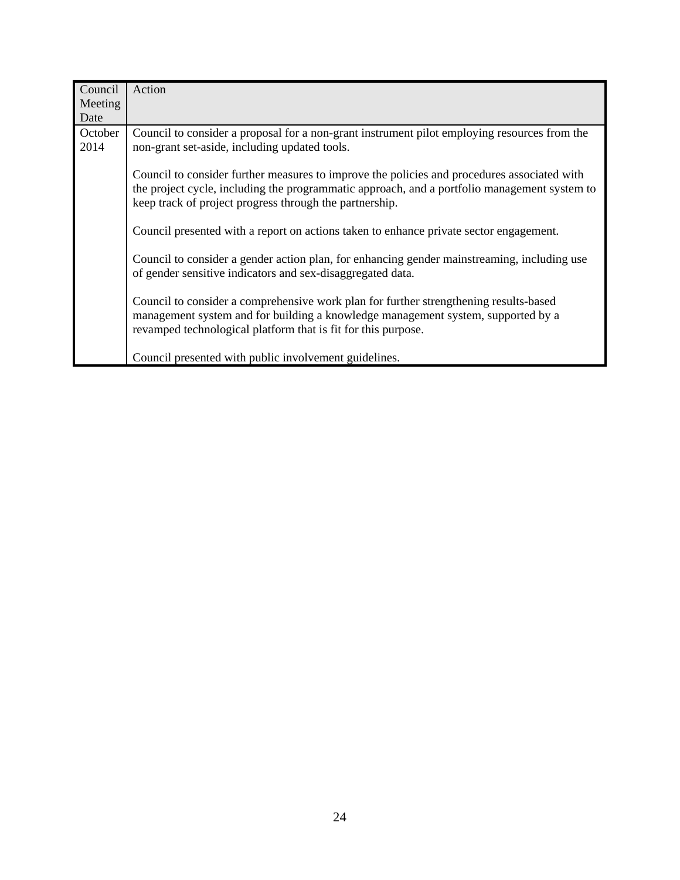| Council Meeting Date | Action |
|---|---|
| October 2014 | Council to consider a proposal for a non-grant instrument pilot employing resources from the non-grant set-aside, including updated tools.<br><br>Council to consider further measures to improve the policies and procedures associated with the project cycle, including the programmatic approach, and a portfolio management system to keep track of project progress through the partnership.<br><br>Council presented with a report on actions taken to enhance private sector engagement.<br><br>Council to consider a gender action plan, for enhancing gender mainstreaming, including use of gender sensitive indicators and sex-disaggregated data.<br><br>Council to consider a comprehensive work plan for further strengthening results-based management system and for building a knowledge management system, supported by a revamped technological platform that is fit for this purpose.<br><br>Council presented with public involvement guidelines. |